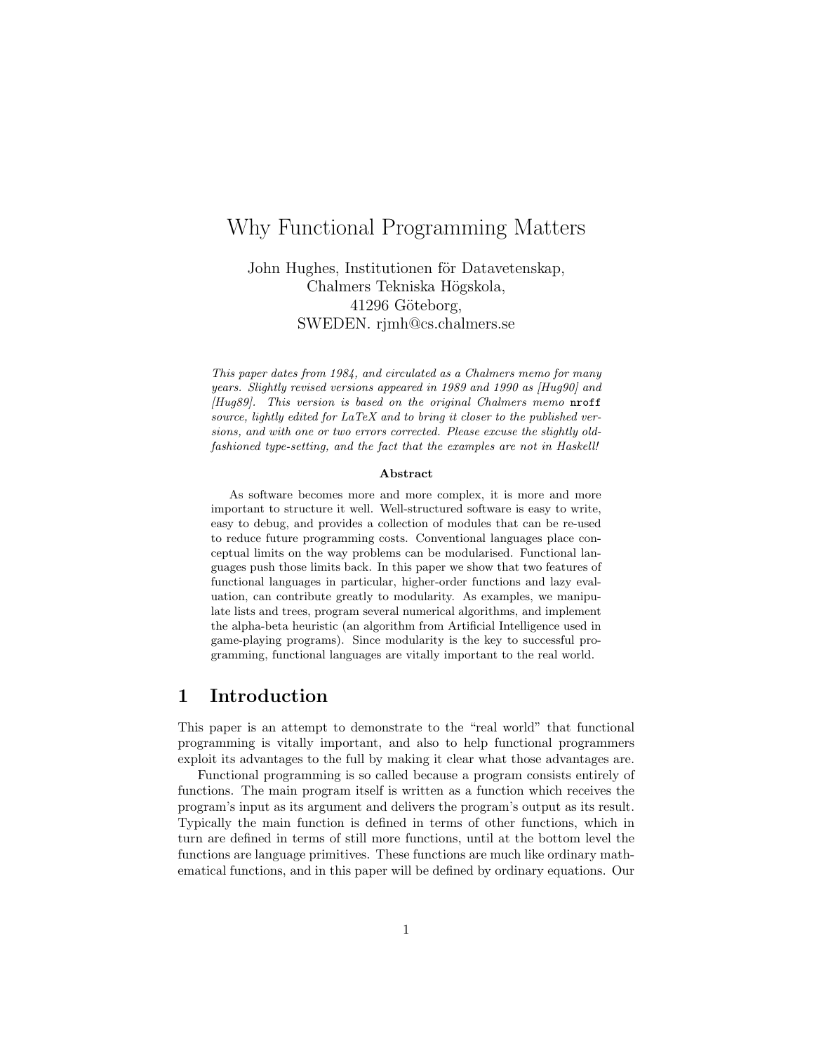# Why Functional Programming Matters

John Hughes, Institutionen för Datavetenskap,
Chalmers Tekniska Högskola,
41296 Göteborg,
SWEDEN. rjmh@cs.chalmers.se

*This paper dates from 1984, and circulated as a Chalmers memo for many years. Slightly revised versions appeared in 1989 and 1990 as [Hug90] and [Hug89]. This version is based on the original Chalmers memo* `nroff` *source, lightly edited for LaTeX and to bring it closer to the published versions, and with one or two errors corrected. Please excuse the slightly old-fashioned type-setting, and the fact that the examples are not in Haskell!*

**Abstract**

As software becomes more and more complex, it is more and more important to structure it well. Well-structured software is easy to write, easy to debug, and provides a collection of modules that can be re-used to reduce future programming costs. Conventional languages place conceptual limits on the way problems can be modularised. Functional languages push those limits back. In this paper we show that two features of functional languages in particular, higher-order functions and lazy evaluation, can contribute greatly to modularity. As examples, we manipulate lists and trees, program several numerical algorithms, and implement the alpha-beta heuristic (an algorithm from Artificial Intelligence used in game-playing programs). Since modularity is the key to successful programming, functional languages are vitally important to the real world.

## 1 Introduction

This paper is an attempt to demonstrate to the "real world" that functional programming is vitally important, and also to help functional programmers exploit its advantages to the full by making it clear what those advantages are.

Functional programming is so called because a program consists entirely of functions. The main program itself is written as a function which receives the program's input as its argument and delivers the program's output as its result. Typically the main function is defined in terms of other functions, which in turn are defined in terms of still more functions, until at the bottom level the functions are language primitives. These functions are much like ordinary mathematical functions, and in this paper will be defined by ordinary equations. Our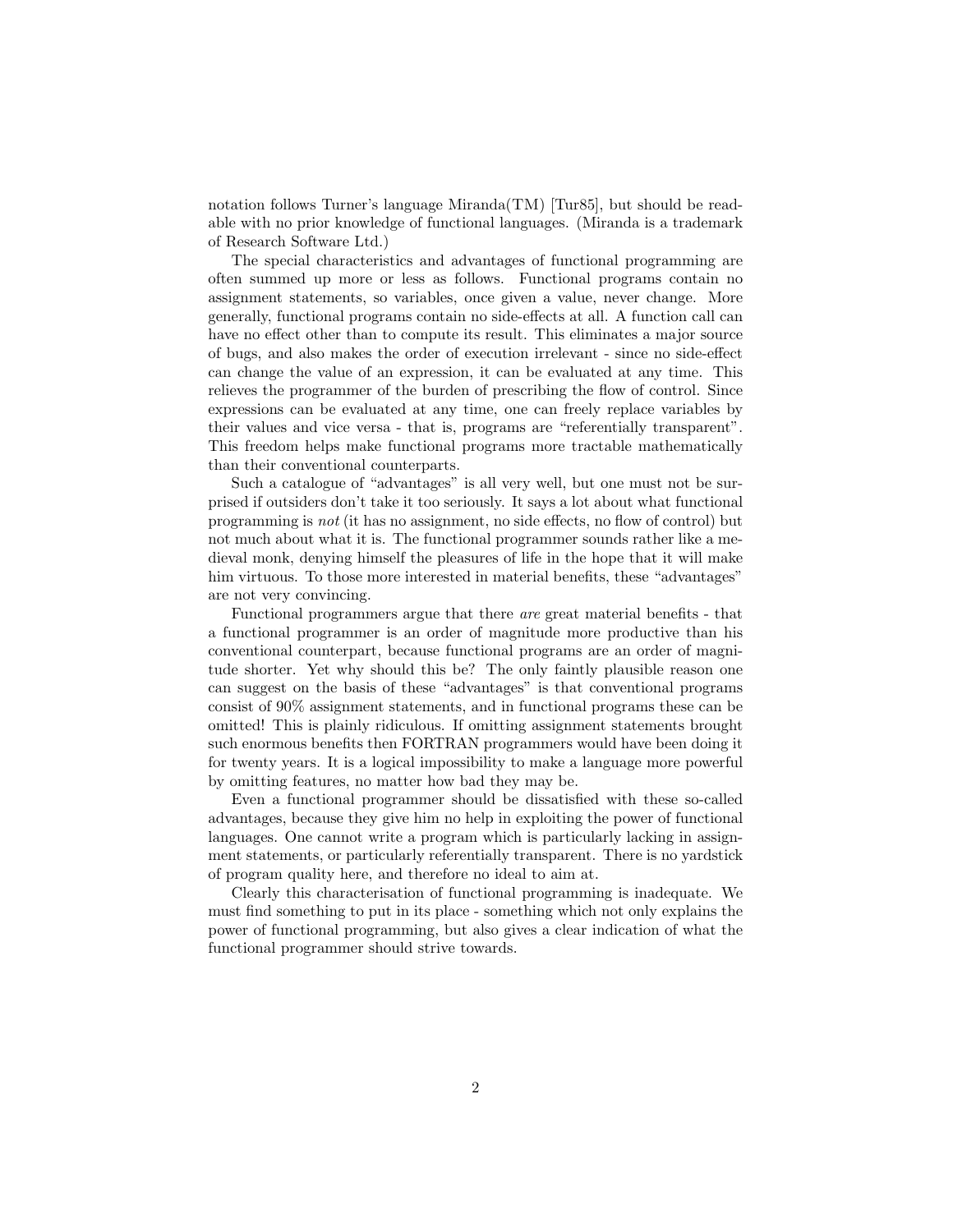notation follows Turner's language Miranda(TM) [Tur85], but should be readable with no prior knowledge of functional languages. (Miranda is a trademark of Research Software Ltd.)

The special characteristics and advantages of functional programming are often summed up more or less as follows. Functional programs contain no assignment statements, so variables, once given a value, never change. More generally, functional programs contain no side-effects at all. A function call can have no effect other than to compute its result. This eliminates a major source of bugs, and also makes the order of execution irrelevant - since no side-effect can change the value of an expression, it can be evaluated at any time. This relieves the programmer of the burden of prescribing the flow of control. Since expressions can be evaluated at any time, one can freely replace variables by their values and vice versa - that is, programs are "referentially transparent". This freedom helps make functional programs more tractable mathematically than their conventional counterparts.

Such a catalogue of "advantages" is all very well, but one must not be surprised if outsiders don't take it too seriously. It says a lot about what functional programming is *not* (it has no assignment, no side effects, no flow of control) but not much about what it is. The functional programmer sounds rather like a medieval monk, denying himself the pleasures of life in the hope that it will make him virtuous. To those more interested in material benefits, these "advantages" are not very convincing.

Functional programmers argue that there *are* great material benefits - that a functional programmer is an order of magnitude more productive than his conventional counterpart, because functional programs are an order of magnitude shorter. Yet why should this be? The only faintly plausible reason one can suggest on the basis of these "advantages" is that conventional programs consist of 90% assignment statements, and in functional programs these can be omitted! This is plainly ridiculous. If omitting assignment statements brought such enormous benefits then FORTRAN programmers would have been doing it for twenty years. It is a logical impossibility to make a language more powerful by omitting features, no matter how bad they may be.

Even a functional programmer should be dissatisfied with these so-called advantages, because they give him no help in exploiting the power of functional languages. One cannot write a program which is particularly lacking in assignment statements, or particularly referentially transparent. There is no yardstick of program quality here, and therefore no ideal to aim at.

Clearly this characterisation of functional programming is inadequate. We must find something to put in its place - something which not only explains the power of functional programming, but also gives a clear indication of what the functional programmer should strive towards.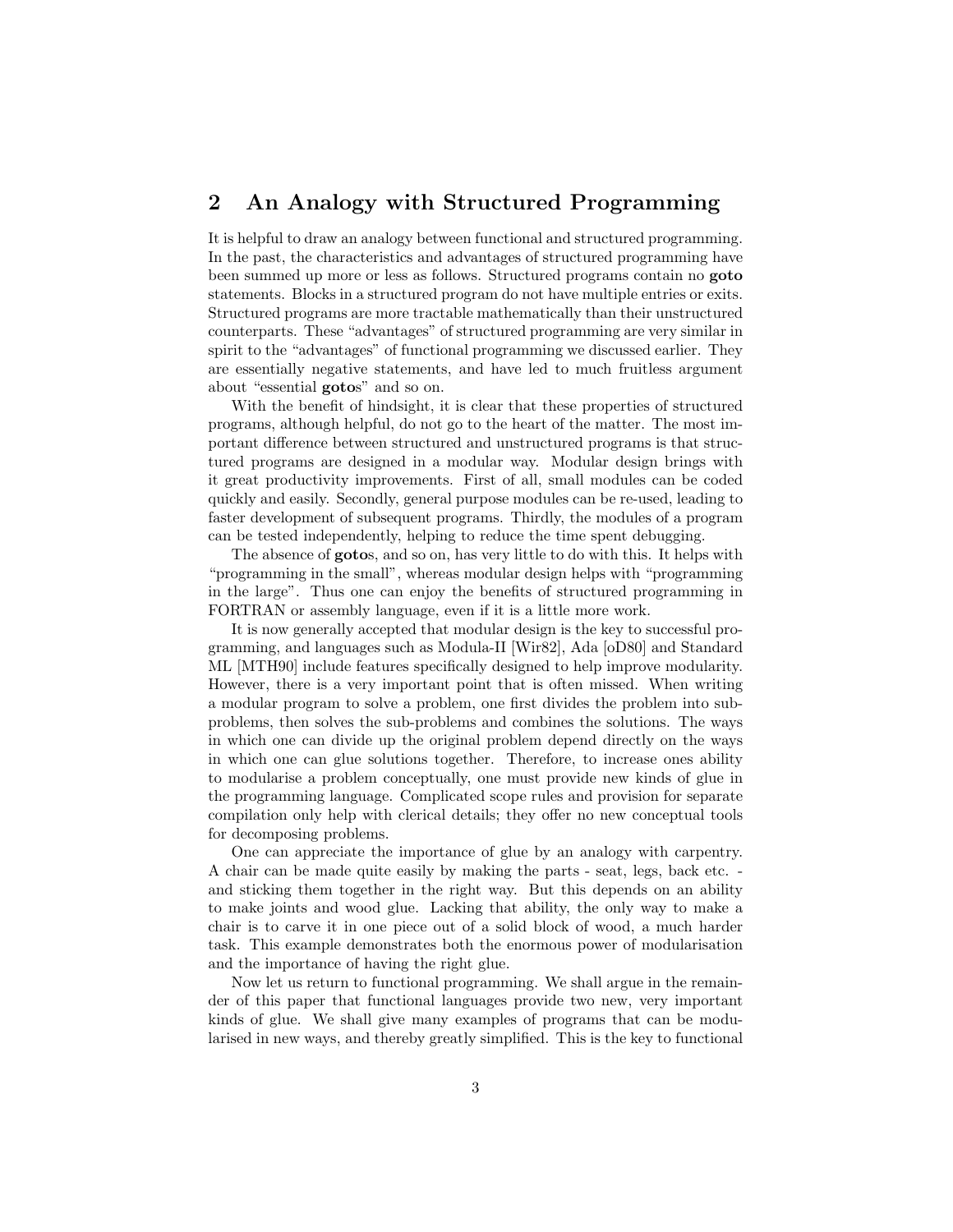## 2 An Analogy with Structured Programming

It is helpful to draw an analogy between functional and structured programming. In the past, the characteristics and advantages of structured programming have been summed up more or less as follows. Structured programs contain no **goto** statements. Blocks in a structured program do not have multiple entries or exits. Structured programs are more tractable mathematically than their unstructured counterparts. These "advantages" of structured programming are very similar in spirit to the "advantages" of functional programming we discussed earlier. They are essentially negative statements, and have led to much fruitless argument about "essential **goto**s" and so on.

With the benefit of hindsight, it is clear that these properties of structured programs, although helpful, do not go to the heart of the matter. The most important difference between structured and unstructured programs is that structured programs are designed in a modular way. Modular design brings with it great productivity improvements. First of all, small modules can be coded quickly and easily. Secondly, general purpose modules can be re-used, leading to faster development of subsequent programs. Thirdly, the modules of a program can be tested independently, helping to reduce the time spent debugging.

The absence of **goto**s, and so on, has very little to do with this. It helps with "programming in the small", whereas modular design helps with "programming in the large". Thus one can enjoy the benefits of structured programming in FORTRAN or assembly language, even if it is a little more work.

It is now generally accepted that modular design is the key to successful programming, and languages such as Modula-II [Wir82], Ada [oD80] and Standard ML [MTH90] include features specifically designed to help improve modularity. However, there is a very important point that is often missed. When writing a modular program to solve a problem, one first divides the problem into sub-problems, then solves the sub-problems and combines the solutions. The ways in which one can divide up the original problem depend directly on the ways in which one can glue solutions together. Therefore, to increase ones ability to modularise a problem conceptually, one must provide new kinds of glue in the programming language. Complicated scope rules and provision for separate compilation only help with clerical details; they offer no new conceptual tools for decomposing problems.

One can appreciate the importance of glue by an analogy with carpentry. A chair can be made quite easily by making the parts - seat, legs, back etc. - and sticking them together in the right way. But this depends on an ability to make joints and wood glue. Lacking that ability, the only way to make a chair is to carve it in one piece out of a solid block of wood, a much harder task. This example demonstrates both the enormous power of modularisation and the importance of having the right glue.

Now let us return to functional programming. We shall argue in the remainder of this paper that functional languages provide two new, very important kinds of glue. We shall give many examples of programs that can be modularised in new ways, and thereby greatly simplified. This is the key to functional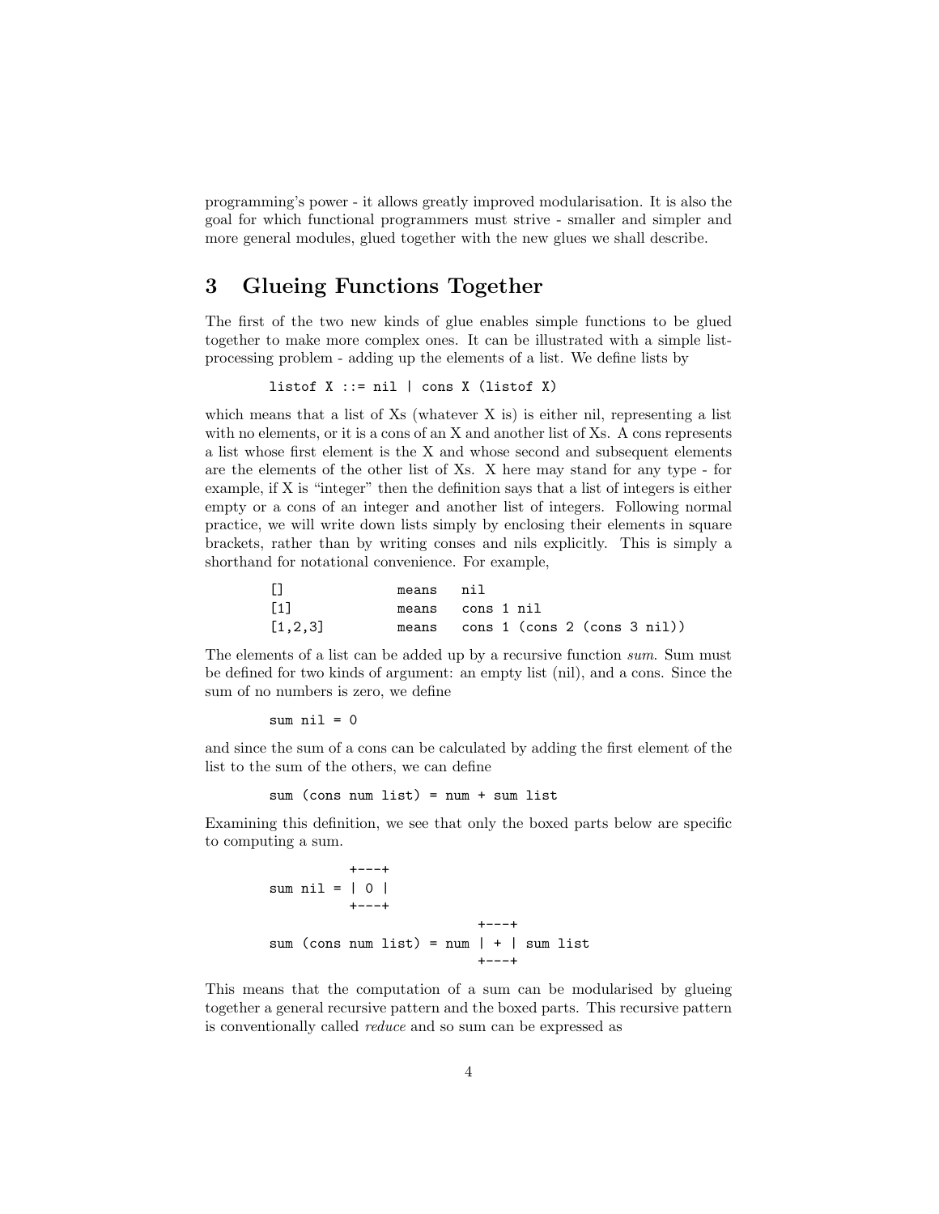programming's power - it allows greatly improved modularisation. It is also the goal for which functional programmers must strive - smaller and simpler and more general modules, glued together with the new glues we shall describe.

## 3 Glueing Functions Together

The first of the two new kinds of glue enables simple functions to be glued together to make more complex ones. It can be illustrated with a simple list-processing problem - adding up the elements of a list. We define lists by

```
listof X ::= nil | cons X (listof X)
```

which means that a list of Xs (whatever X is) is either nil, representing a list with no elements, or it is a cons of an X and another list of Xs. A cons represents a list whose first element is the X and whose second and subsequent elements are the elements of the other list of Xs. X here may stand for any type - for example, if X is "integer" then the definition says that a list of integers is either empty or a cons of an integer and another list of integers. Following normal practice, we will write down lists simply by enclosing their elements in square brackets, rather than by writing conses and nils explicitly. This is simply a shorthand for notational convenience. For example,

```
[]              means   nil
[1]             means   cons 1 nil
[1,2,3]         means   cons 1 (cons 2 (cons 3 nil))
```

The elements of a list can be added up by a recursive function *sum*. Sum must be defined for two kinds of argument: an empty list (nil), and a cons. Since the sum of no numbers is zero, we define

```
sum nil = 0
```

and since the sum of a cons can be calculated by adding the first element of the list to the sum of the others, we can define

```
sum (cons num list) = num + sum list
```

Examining this definition, we see that only the boxed parts below are specific to computing a sum.

```
          +---+
sum nil = | 0 |
          +---+
                            +---+
sum (cons num list) = num   | + | sum list
                            +---+
```

This means that the computation of a sum can be modularised by glueing together a general recursive pattern and the boxed parts. This recursive pattern is conventionally called *reduce* and so sum can be expressed as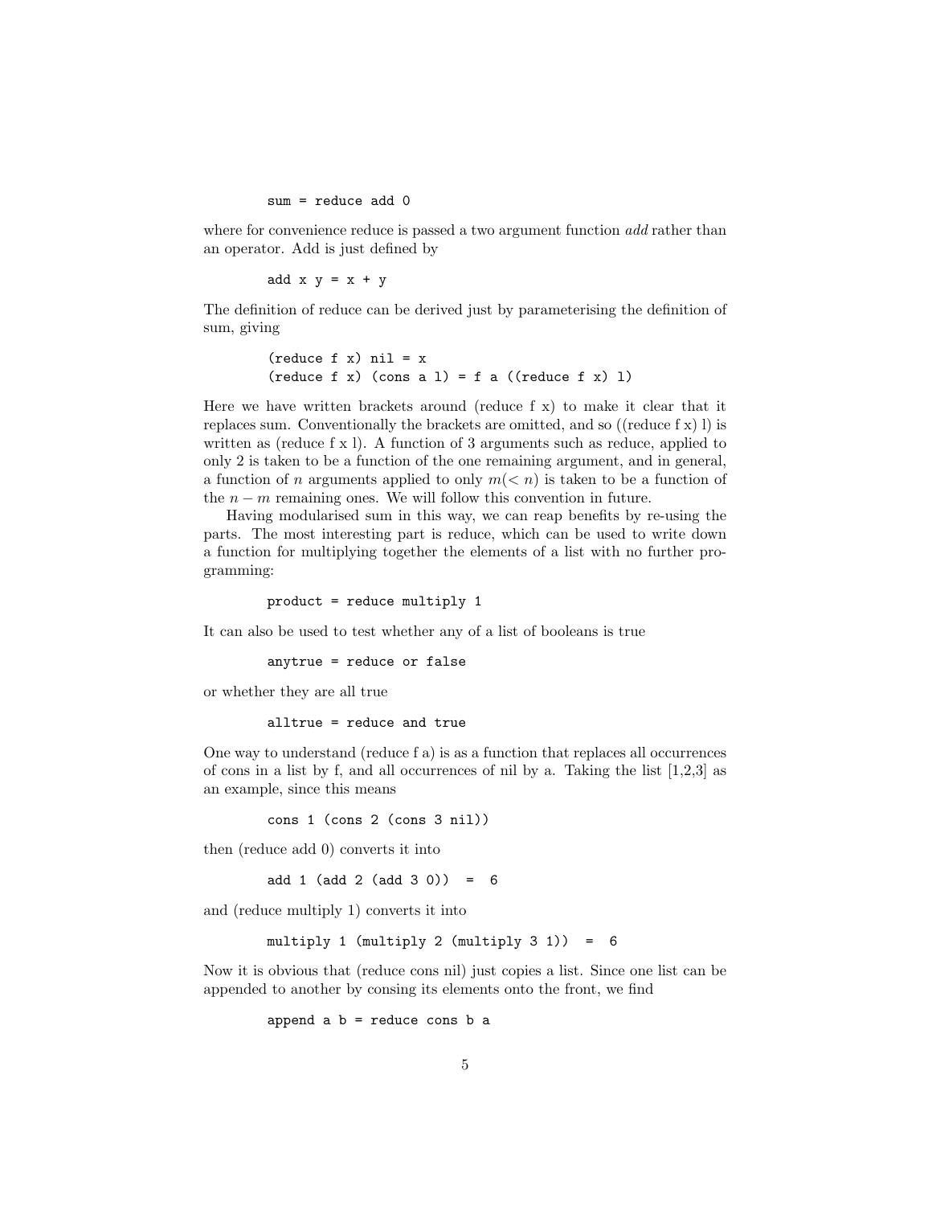```
sum = reduce add 0
```

where for convenience reduce is passed a two argument function *add* rather than an operator. Add is just defined by

```
add x y = x + y
```

The definition of reduce can be derived just by parameterising the definition of sum, giving

```
(reduce f x) nil = x
(reduce f x) (cons a l) = f a ((reduce f x) l)
```

Here we have written brackets around (reduce f x) to make it clear that it replaces sum. Conventionally the brackets are omitted, and so ((reduce f x) l) is written as (reduce f x l). A function of 3 arguments such as reduce, applied to only 2 is taken to be a function of the one remaining argument, and in general, a function of $n$ arguments applied to only $m(< n)$ is taken to be a function of the $n - m$ remaining ones. We will follow this convention in future.

Having modularised sum in this way, we can reap benefits by re-using the parts. The most interesting part is reduce, which can be used to write down a function for multiplying together the elements of a list with no further programming:

```
product = reduce multiply 1
```

It can also be used to test whether any of a list of booleans is true

```
anytrue = reduce or false
```

or whether they are all true

```
alltrue = reduce and true
```

One way to understand (reduce f a) is as a function that replaces all occurrences of cons in a list by f, and all occurrences of nil by a. Taking the list [1,2,3] as an example, since this means

```
cons 1 (cons 2 (cons 3 nil))
```

then (reduce add 0) converts it into

```
add 1 (add 2 (add 3 0))  =  6
```

and (reduce multiply 1) converts it into

```
multiply 1 (multiply 2 (multiply 3 1))  =  6
```

Now it is obvious that (reduce cons nil) just copies a list. Since one list can be appended to another by consing its elements onto the front, we find

```
append a b = reduce cons b a
```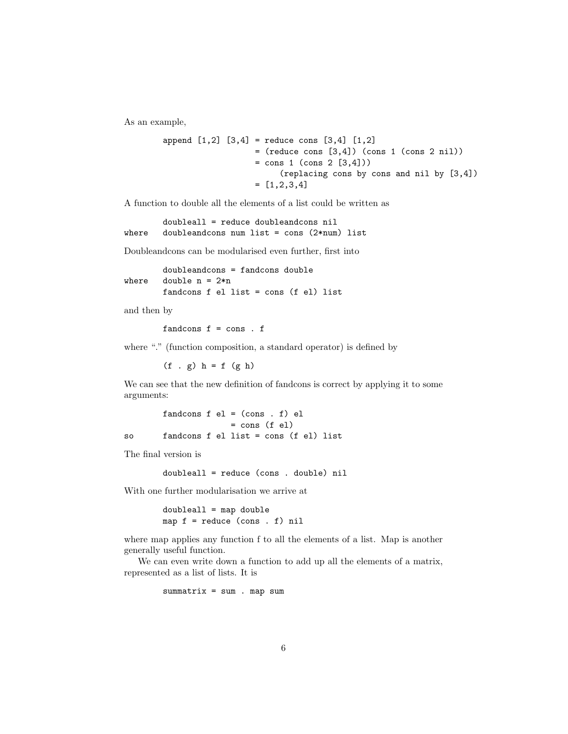As an example,

```
append [1,2] [3,4] = reduce cons [3,4] [1,2]
                   = (reduce cons [3,4]) (cons 1 (cons 2 nil))
                   = cons 1 (cons 2 [3,4]))
                       (replacing cons by cons and nil by [3,4])
                   = [1,2,3,4]
```

A function to double all the elements of a list could be written as

```
        doubleall = reduce doubleandcons nil
where   doubleandcons num list = cons (2*num) list
```

Doubleandcons can be modularised even further, first into

```
        doubleandcons = fandcons double
where   double n = 2*n
        fandcons f el list = cons (f el) list
```

and then by

```
        fandcons f = cons . f
```

where "." (function composition, a standard operator) is defined by

```
        (f . g) h = f (g h)
```

We can see that the new definition of fandcons is correct by applying it to some arguments:

```
        fandcons f el = (cons . f) el
                      = cons (f el)
so      fandcons f el list = cons (f el) list
```

The final version is

```
        doubleall = reduce (cons . double) nil
```

With one further modularisation we arrive at

```
        doubleall = map double
        map f = reduce (cons . f) nil
```

where map applies any function f to all the elements of a list. Map is another generally useful function.

We can even write down a function to add up all the elements of a matrix, represented as a list of lists. It is

```
        summatrix = sum . map sum
```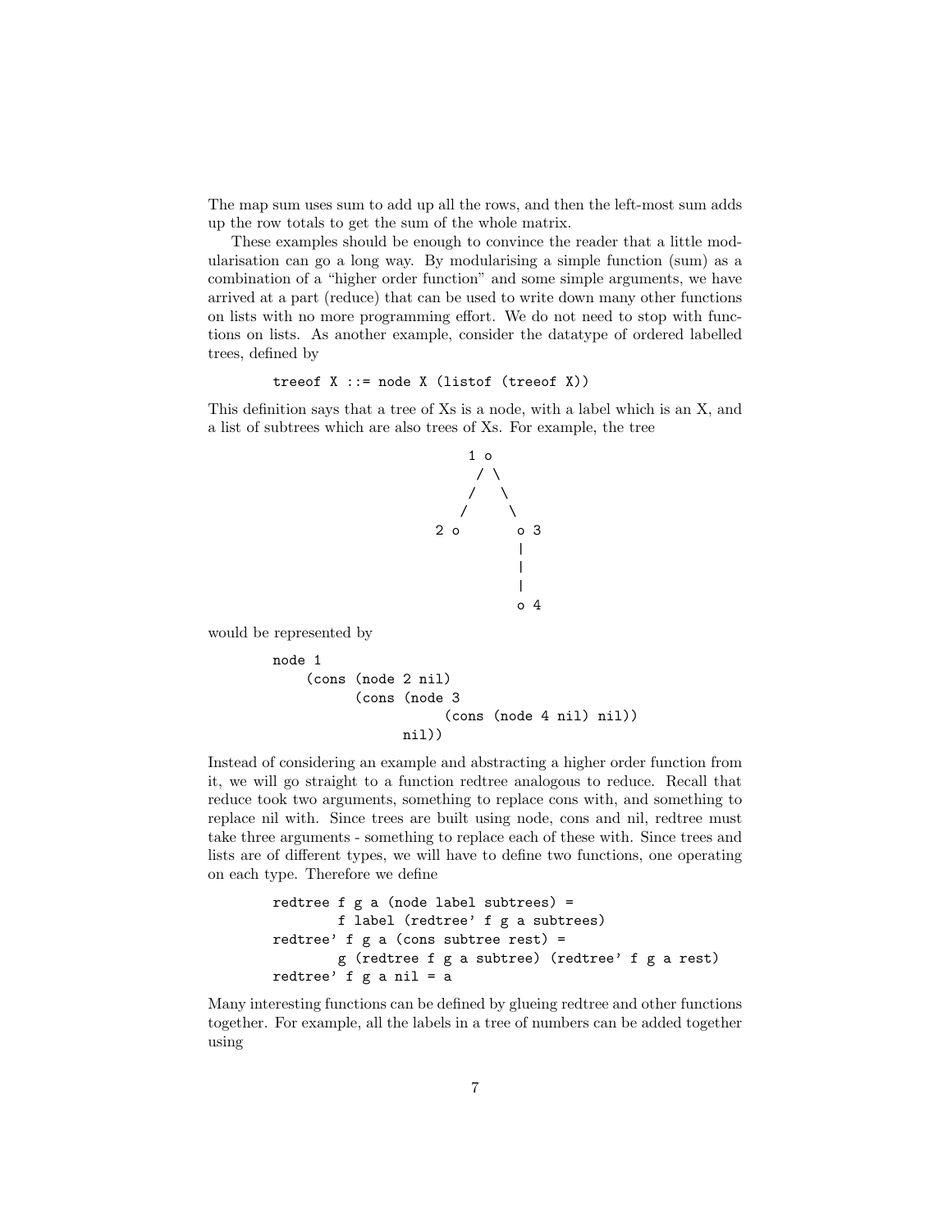The map sum uses sum to add up all the rows, and then the left-most sum adds up the row totals to get the sum of the whole matrix.

These examples should be enough to convince the reader that a little modularisation can go a long way. By modularising a simple function (sum) as a combination of a "higher order function" and some simple arguments, we have arrived at a part (reduce) that can be used to write down many other functions on lists with no more programming effort. We do not need to stop with functions on lists. As another example, consider the datatype of ordered labelled trees, defined by

```
treeof X ::= node X (listof (treeof X))
```

This definition says that a tree of Xs is a node, with a label which is an X, and a list of subtrees which are also trees of Xs. For example, the tree

```
           1 o
            / \
           /   \
          /     \
      2 o         o 3
                  |
                  |
                  |
                  o 4
```

would be represented by

```
node 1
    (cons (node 2 nil)
          (cons (node 3
                     (cons (node 4 nil) nil))
                nil))
```

Instead of considering an example and abstracting a higher order function from it, we will go straight to a function redtree analogous to reduce. Recall that reduce took two arguments, something to replace cons with, and something to replace nil with. Since trees are built using node, cons and nil, redtree must take three arguments - something to replace each of these with. Since trees and lists are of different types, we will have to define two functions, one operating on each type. Therefore we define

```
redtree f g a (node label subtrees) =
        f label (redtree' f g a subtrees)
redtree' f g a (cons subtree rest) =
        g (redtree f g a subtree) (redtree' f g a rest)
redtree' f g a nil = a
```

Many interesting functions can be defined by glueing redtree and other functions together. For example, all the labels in a tree of numbers can be added together using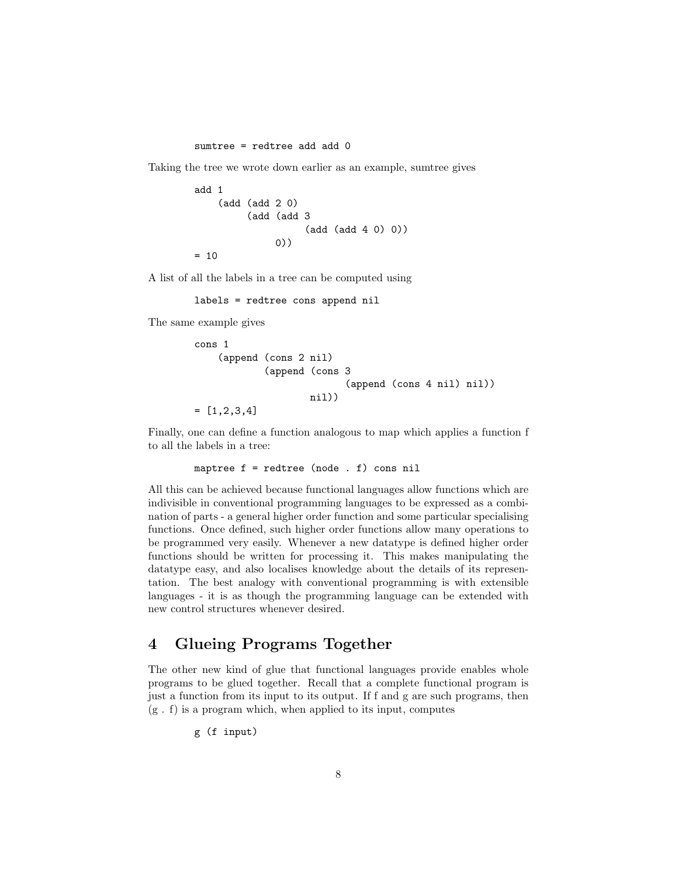```
sumtree = redtree add add 0
```

Taking the tree we wrote down earlier as an example, sumtree gives

```
add 1
    (add (add 2 0)
         (add (add 3
                   (add (add 4 0) 0))
              0))
= 10
```

A list of all the labels in a tree can be computed using

```
labels = redtree cons append nil
```

The same example gives

```
cons 1
    (append (cons 2 nil)
            (append (cons 3
                          (append (cons 4 nil) nil))
                    nil))
= [1,2,3,4]
```

Finally, one can define a function analogous to map which applies a function f to all the labels in a tree:

```
maptree f = redtree (node . f) cons nil
```

All this can be achieved because functional languages allow functions which are indivisible in conventional programming languages to be expressed as a combination of parts - a general higher order function and some particular specialising functions. Once defined, such higher order functions allow many operations to be programmed very easily. Whenever a new datatype is defined higher order functions should be written for processing it. This makes manipulating the datatype easy, and also localises knowledge about the details of its representation. The best analogy with conventional programming is with extensible languages - it is as though the programming language can be extended with new control structures whenever desired.

## 4 Glueing Programs Together

The other new kind of glue that functional languages provide enables whole programs to be glued together. Recall that a complete functional program is just a function from its input to its output. If f and g are such programs, then (g . f) is a program which, when applied to its input, computes

```
g (f input)
```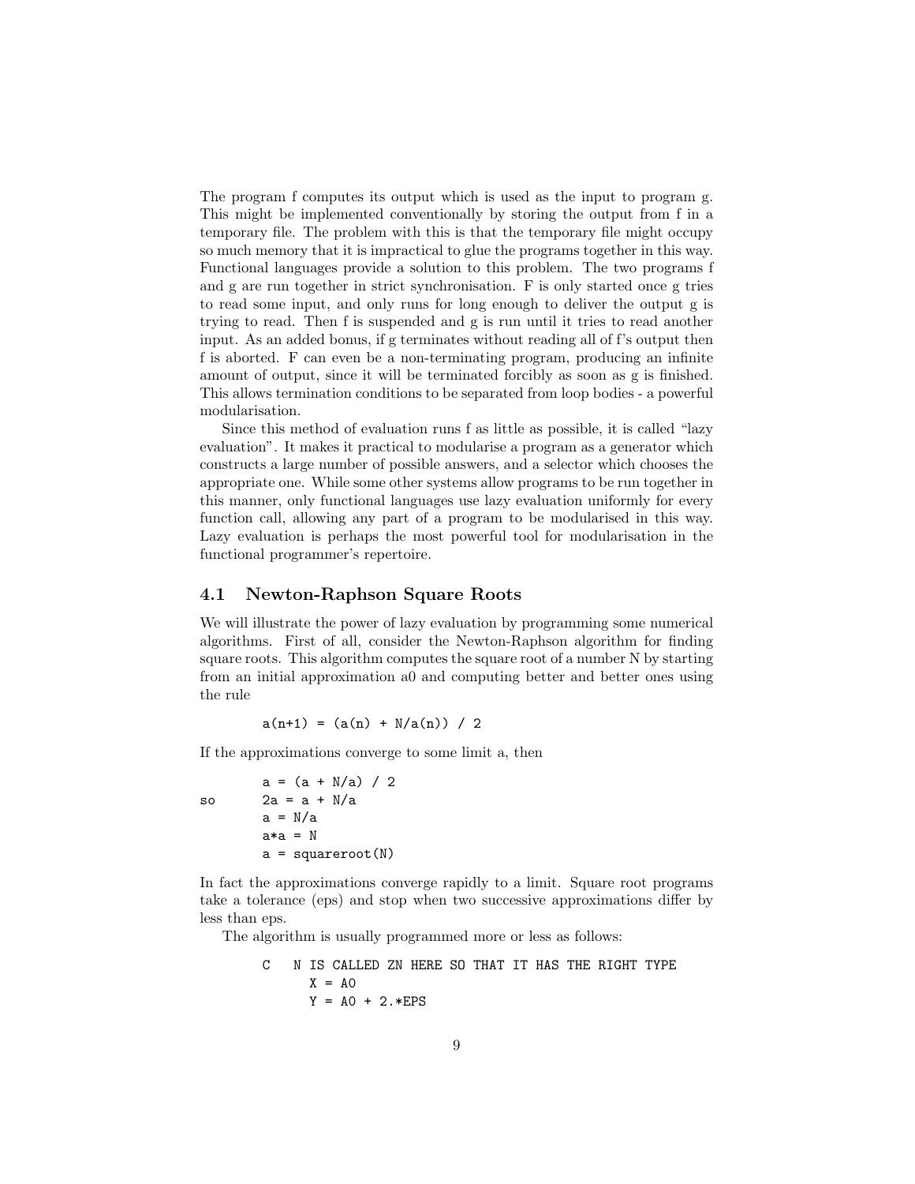The program f computes its output which is used as the input to program g. This might be implemented conventionally by storing the output from f in a temporary file. The problem with this is that the temporary file might occupy so much memory that it is impractical to glue the programs together in this way. Functional languages provide a solution to this problem. The two programs f and g are run together in strict synchronisation. F is only started once g tries to read some input, and only runs for long enough to deliver the output g is trying to read. Then f is suspended and g is run until it tries to read another input. As an added bonus, if g terminates without reading all of f's output then f is aborted. F can even be a non-terminating program, producing an infinite amount of output, since it will be terminated forcibly as soon as g is finished. This allows termination conditions to be separated from loop bodies - a powerful modularisation.

Since this method of evaluation runs f as little as possible, it is called "lazy evaluation". It makes it practical to modularise a program as a generator which constructs a large number of possible answers, and a selector which chooses the appropriate one. While some other systems allow programs to be run together in this manner, only functional languages use lazy evaluation uniformly for every function call, allowing any part of a program to be modularised in this way. Lazy evaluation is perhaps the most powerful tool for modularisation in the functional programmer's repertoire.

## 4.1 Newton-Raphson Square Roots

We will illustrate the power of lazy evaluation by programming some numerical algorithms. First of all, consider the Newton-Raphson algorithm for finding square roots. This algorithm computes the square root of a number N by starting from an initial approximation a0 and computing better and better ones using the rule

```
a(n+1) = (a(n) + N/a(n)) / 2
```

If the approximations converge to some limit a, then

```
        a = (a + N/a) / 2
so      2a = a + N/a
        a = N/a
        a*a = N
        a = squareroot(N)
```

In fact the approximations converge rapidly to a limit. Square root programs take a tolerance (eps) and stop when two successive approximations differ by less than eps.

The algorithm is usually programmed more or less as follows:

```
C   N IS CALLED ZN HERE SO THAT IT HAS THE RIGHT TYPE
      X = A0
      Y = A0 + 2.*EPS
```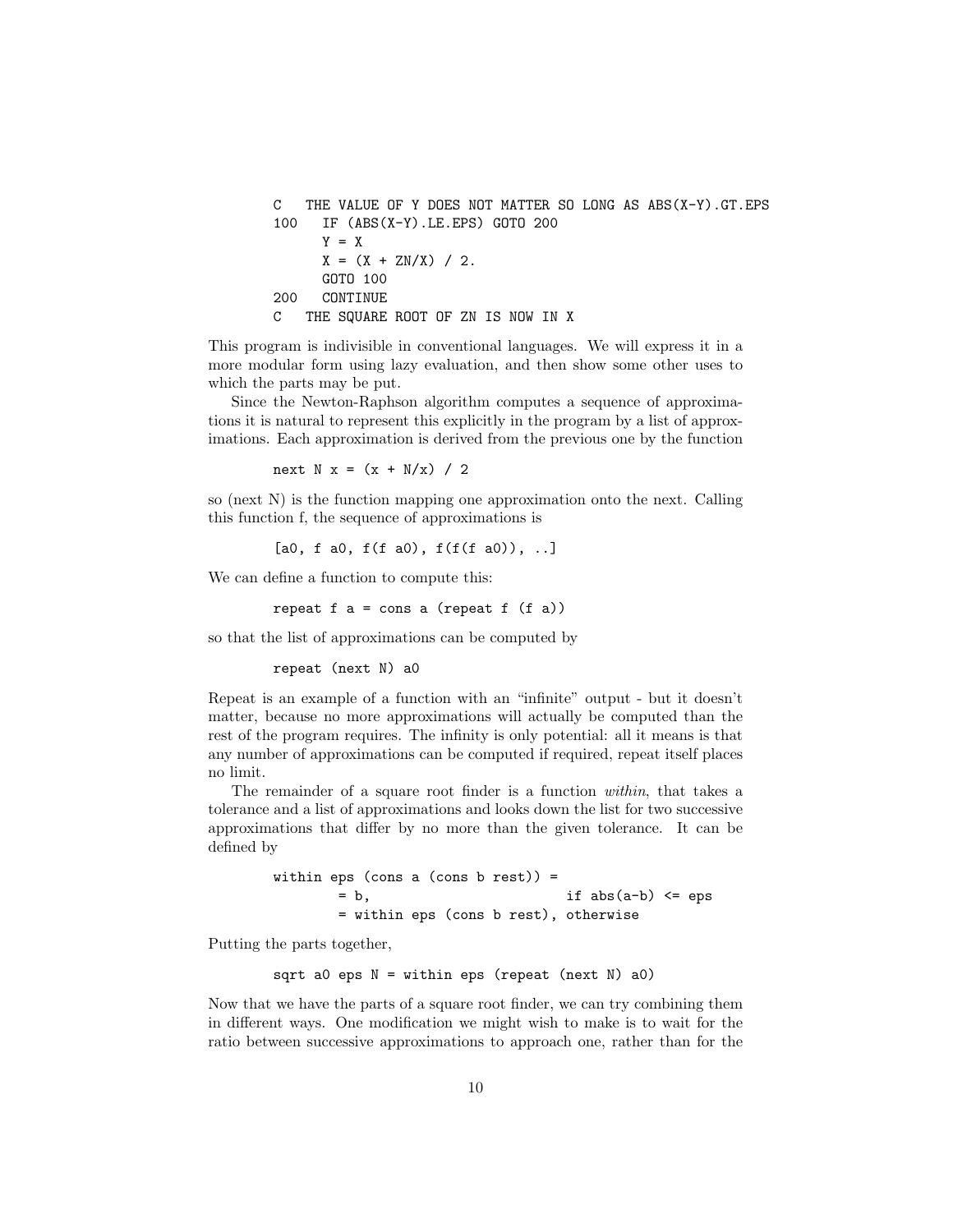```
C   THE VALUE OF Y DOES NOT MATTER SO LONG AS ABS(X-Y).GT.EPS
100   IF (ABS(X-Y).LE.EPS) GOTO 200
      Y = X
      X = (X + ZN/X) / 2.
      GOTO 100
200   CONTINUE
C   THE SQUARE ROOT OF ZN IS NOW IN X
```

This program is indivisible in conventional languages. We will express it in a more modular form using lazy evaluation, and then show some other uses to which the parts may be put.

Since the Newton-Raphson algorithm computes a sequence of approximations it is natural to represent this explicitly in the program by a list of approximations. Each approximation is derived from the previous one by the function

```
next N x = (x + N/x) / 2
```

so (next N) is the function mapping one approximation onto the next. Calling this function f, the sequence of approximations is

```
[a0, f a0, f(f a0), f(f(f a0)), ..]
```

We can define a function to compute this:

```
repeat f a = cons a (repeat f (f a))
```

so that the list of approximations can be computed by

```
repeat (next N) a0
```

Repeat is an example of a function with an "infinite" output - but it doesn't matter, because no more approximations will actually be computed than the rest of the program requires. The infinity is only potential: all it means is that any number of approximations can be computed if required, repeat itself places no limit.

The remainder of a square root finder is a function *within*, that takes a tolerance and a list of approximations and looks down the list for two successive approximations that differ by no more than the given tolerance. It can be defined by

```
within eps (cons a (cons b rest)) =
        = b,                          if abs(a-b) <= eps
        = within eps (cons b rest), otherwise
```

Putting the parts together,

```
sqrt a0 eps N = within eps (repeat (next N) a0)
```

Now that we have the parts of a square root finder, we can try combining them in different ways. One modification we might wish to make is to wait for the ratio between successive approximations to approach one, rather than for the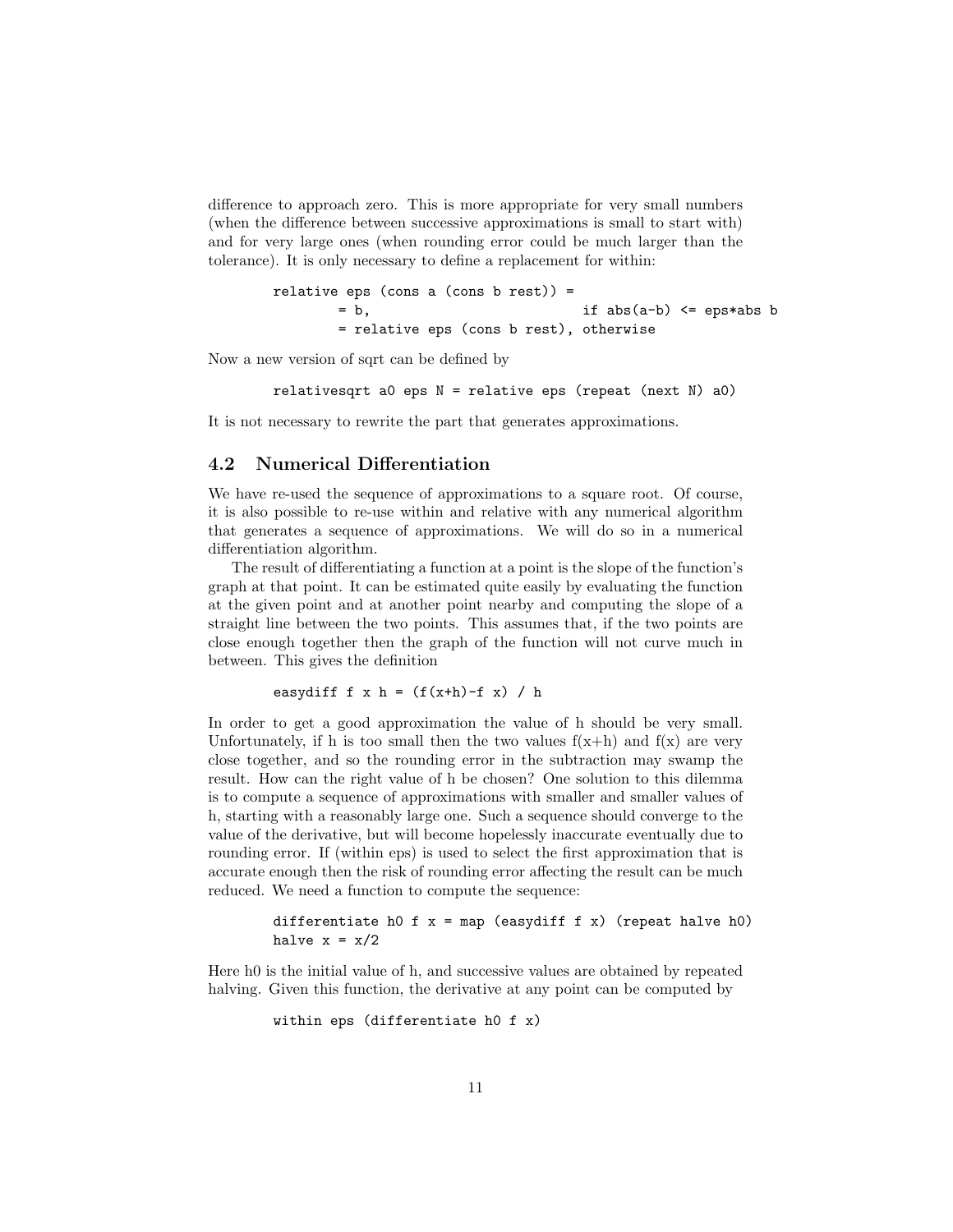difference to approach zero. This is more appropriate for very small numbers (when the difference between successive approximations is small to start with) and for very large ones (when rounding error could be much larger than the tolerance). It is only necessary to define a replacement for within:

```
relative eps (cons a (cons b rest)) =
        = b,                          if abs(a-b) <= eps*abs b
        = relative eps (cons b rest), otherwise
```

Now a new version of sqrt can be defined by

```
relativesqrt a0 eps N = relative eps (repeat (next N) a0)
```

It is not necessary to rewrite the part that generates approximations.

## 4.2 Numerical Differentiation

We have re-used the sequence of approximations to a square root. Of course, it is also possible to re-use within and relative with any numerical algorithm that generates a sequence of approximations. We will do so in a numerical differentiation algorithm.

The result of differentiating a function at a point is the slope of the function's graph at that point. It can be estimated quite easily by evaluating the function at the given point and at another point nearby and computing the slope of a straight line between the two points. This assumes that, if the two points are close enough together then the graph of the function will not curve much in between. This gives the definition

```
easydiff f x h = (f(x+h)-f x) / h
```

In order to get a good approximation the value of h should be very small. Unfortunately, if h is too small then the two values f(x+h) and f(x) are very close together, and so the rounding error in the subtraction may swamp the result. How can the right value of h be chosen? One solution to this dilemma is to compute a sequence of approximations with smaller and smaller values of h, starting with a reasonably large one. Such a sequence should converge to the value of the derivative, but will become hopelessly inaccurate eventually due to rounding error. If (within eps) is used to select the first approximation that is accurate enough then the risk of rounding error affecting the result can be much reduced. We need a function to compute the sequence:

```
differentiate h0 f x = map (easydiff f x) (repeat halve h0)
halve x = x/2
```

Here h0 is the initial value of h, and successive values are obtained by repeated halving. Given this function, the derivative at any point can be computed by

```
within eps (differentiate h0 f x)
```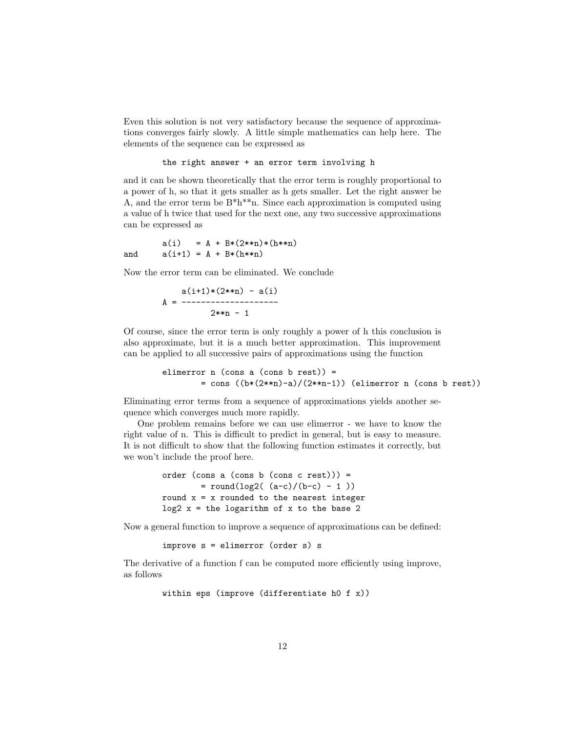Even this solution is not very satisfactory because the sequence of approximations converges fairly slowly. A little simple mathematics can help here. The elements of the sequence can be expressed as

```
the right answer + an error term involving h
```

and it can be shown theoretically that the error term is roughly proportional to a power of h, so that it gets smaller as h gets smaller. Let the right answer be A, and the error term be B*h**n. Since each approximation is computed using a value of h twice that used for the next one, any two successive approximations can be expressed as

```
        a(i)   = A + B*(2**n)*(h**n)
and     a(i+1) = A + B*(h**n)
```

Now the error term can be eliminated. We conclude

```
             a(i+1)*(2**n) - a(i)
        A = --------------------
                  2**n - 1
```

Of course, since the error term is only roughly a power of h this conclusion is also approximate, but it is a much better approximation. This improvement can be applied to all successive pairs of approximations using the function

```
elimerror n (cons a (cons b rest)) =
        = cons ((b*(2**n)-a)/(2**n-1)) (elimerror n (cons b rest))
```

Eliminating error terms from a sequence of approximations yields another sequence which converges much more rapidly.

One problem remains before we can use elimerror - we have to know the right value of n. This is difficult to predict in general, but is easy to measure. It is not difficult to show that the following function estimates it correctly, but we won't include the proof here.

```
order (cons a (cons b (cons c rest))) =
        = round(log2( (a-c)/(b-c) - 1 ))
round x = x rounded to the nearest integer
log2 x = the logarithm of x to the base 2
```

Now a general function to improve a sequence of approximations can be defined:

```
improve s = elimerror (order s) s
```

The derivative of a function f can be computed more efficiently using improve, as follows

```
within eps (improve (differentiate h0 f x))
```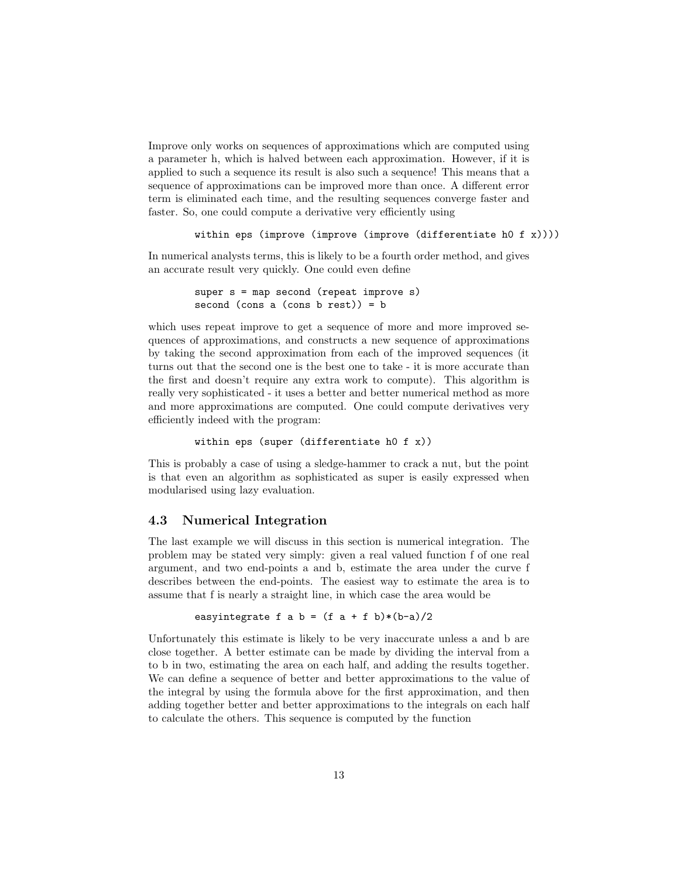Improve only works on sequences of approximations which are computed using a parameter h, which is halved between each approximation. However, if it is applied to such a sequence its result is also such a sequence! This means that a sequence of approximations can be improved more than once. A different error term is eliminated each time, and the resulting sequences converge faster and faster. So, one could compute a derivative very efficiently using

```
within eps (improve (improve (improve (differentiate h0 f x))))
```

In numerical analysts terms, this is likely to be a fourth order method, and gives an accurate result very quickly. One could even define

```
super s = map second (repeat improve s)
second (cons a (cons b rest)) = b
```

which uses repeat improve to get a sequence of more and more improved sequences of approximations, and constructs a new sequence of approximations by taking the second approximation from each of the improved sequences (it turns out that the second one is the best one to take - it is more accurate than the first and doesn't require any extra work to compute). This algorithm is really very sophisticated - it uses a better and better numerical method as more and more approximations are computed. One could compute derivatives very efficiently indeed with the program:

```
within eps (super (differentiate h0 f x))
```

This is probably a case of using a sledge-hammer to crack a nut, but the point is that even an algorithm as sophisticated as super is easily expressed when modularised using lazy evaluation.

### 4.3 Numerical Integration

The last example we will discuss in this section is numerical integration. The problem may be stated very simply: given a real valued function f of one real argument, and two end-points a and b, estimate the area under the curve f describes between the end-points. The easiest way to estimate the area is to assume that f is nearly a straight line, in which case the area would be

```
easyintegrate f a b = (f a + f b)*(b-a)/2
```

Unfortunately this estimate is likely to be very inaccurate unless a and b are close together. A better estimate can be made by dividing the interval from a to b in two, estimating the area on each half, and adding the results together. We can define a sequence of better and better approximations to the value of the integral by using the formula above for the first approximation, and then adding together better and better approximations to the integrals on each half to calculate the others. This sequence is computed by the function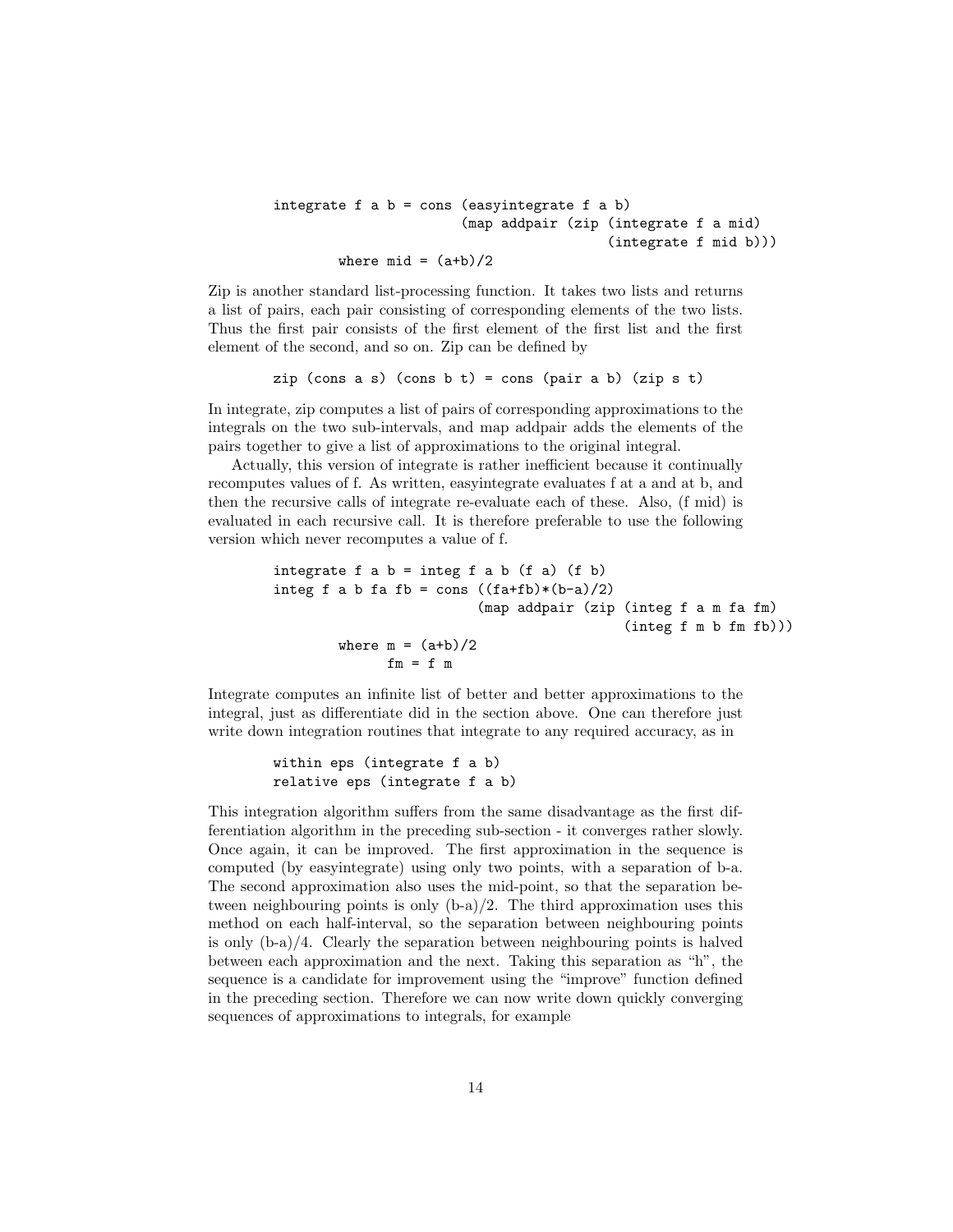```
integrate f a b = cons (easyintegrate f a b)
                       (map addpair (zip (integrate f a mid)
                                         (integrate f mid b)))
          where mid = (a+b)/2
```

Zip is another standard list-processing function. It takes two lists and returns a list of pairs, each pair consisting of corresponding elements of the two lists. Thus the first pair consists of the first element of the first list and the first element of the second, and so on. Zip can be defined by

```
zip (cons a s) (cons b t) = cons (pair a b) (zip s t)
```

In integrate, zip computes a list of pairs of corresponding approximations to the integrals on the two sub-intervals, and map addpair adds the elements of the pairs together to give a list of approximations to the original integral.

Actually, this version of integrate is rather inefficient because it continually recomputes values of f. As written, easyintegrate evaluates f at a and at b, and then the recursive calls of integrate re-evaluate each of these. Also, (f mid) is evaluated in each recursive call. It is therefore preferable to use the following version which never recomputes a value of f.

```
integrate f a b = integ f a b (f a) (f b)
integ f a b fa fb = cons ((fa+fb)*(b-a)/2)
                         (map addpair (zip (integ f a m fa fm)
                                           (integ f m b fm fb)))
          where m = (a+b)/2
                fm = f m
```

Integrate computes an infinite list of better and better approximations to the integral, just as differentiate did in the section above. One can therefore just write down integration routines that integrate to any required accuracy, as in

```
within eps (integrate f a b)
relative eps (integrate f a b)
```

This integration algorithm suffers from the same disadvantage as the first differentiation algorithm in the preceding sub-section - it converges rather slowly. Once again, it can be improved. The first approximation in the sequence is computed (by easyintegrate) using only two points, with a separation of b-a. The second approximation also uses the mid-point, so that the separation between neighbouring points is only (b-a)/2. The third approximation uses this method on each half-interval, so the separation between neighbouring points is only (b-a)/4. Clearly the separation between neighbouring points is halved between each approximation and the next. Taking this separation as "h", the sequence is a candidate for improvement using the "improve" function defined in the preceding section. Therefore we can now write down quickly converging sequences of approximations to integrals, for example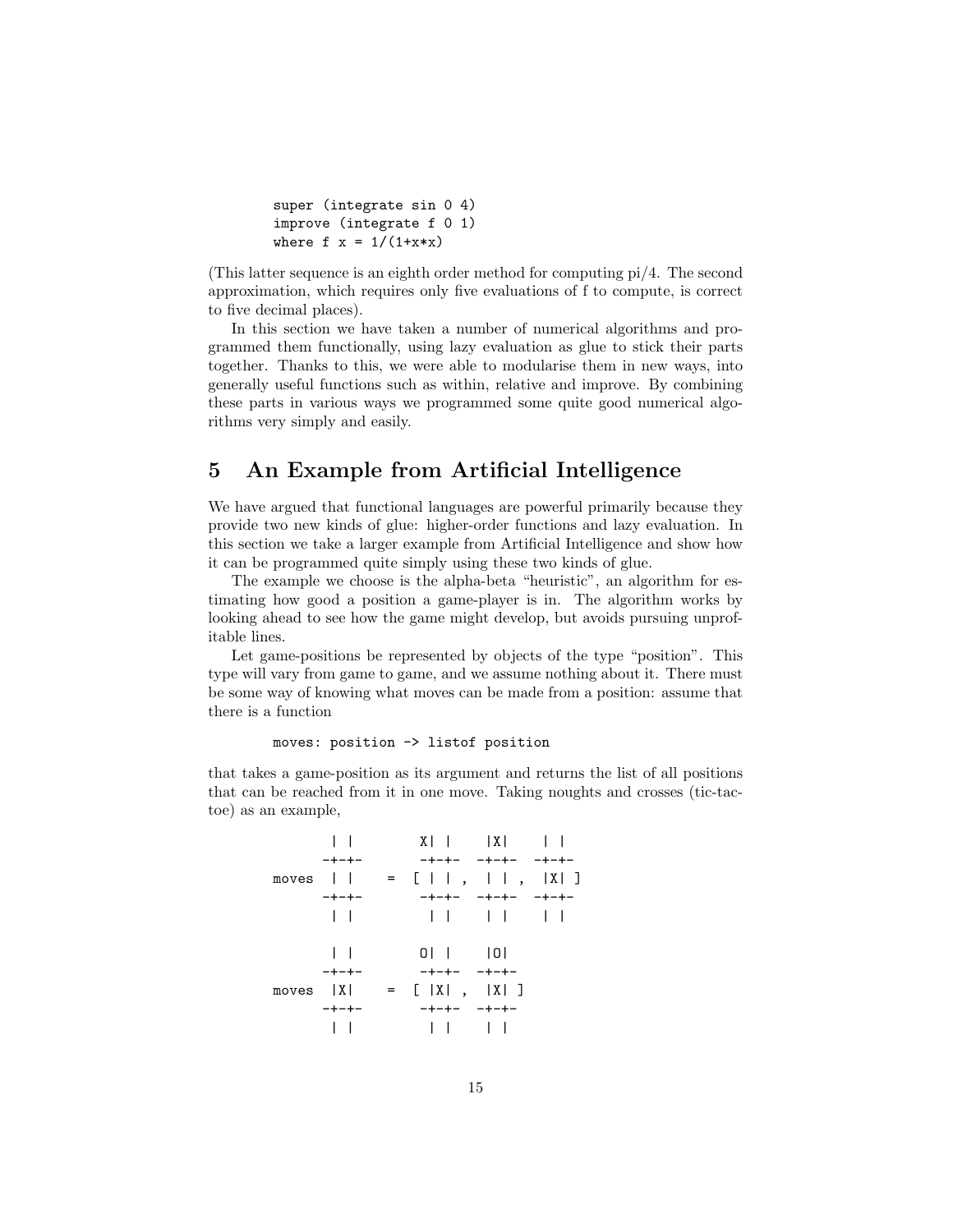```
super (integrate sin 0 4)
improve (integrate f 0 1)
where f x = 1/(1+x*x)
```

(This latter sequence is an eighth order method for computing pi/4. The second approximation, which requires only five evaluations of f to compute, is correct to five decimal places).

In this section we have taken a number of numerical algorithms and programmed them functionally, using lazy evaluation as glue to stick their parts together. Thanks to this, we were able to modularise them in new ways, into generally useful functions such as within, relative and improve. By combining these parts in various ways we programmed some quite good numerical algorithms very simply and easily.

## 5 An Example from Artificial Intelligence

We have argued that functional languages are powerful primarily because they provide two new kinds of glue: higher-order functions and lazy evaluation. In this section we take a larger example from Artificial Intelligence and show how it can be programmed quite simply using these two kinds of glue.

The example we choose is the alpha-beta "heuristic", an algorithm for estimating how good a position a game-player is in. The algorithm works by looking ahead to see how the game might develop, but avoids pursuing unprofitable lines.

Let game-positions be represented by objects of the type "position". This type will vary from game to game, and we assume nothing about it. There must be some way of knowing what moves can be made from a position: assume that there is a function

```
moves: position -> listof position
```

that takes a game-position as its argument and returns the list of all positions that can be reached from it in one move. Taking noughts and crosses (tic-tac-toe) as an example,

```
       | |        X| |     |X|     | |
      -+-+-       -+-+-   -+-+-   -+-+-
moves  | |    = [  | | ,   | | ,   |X| ]
      -+-+-       -+-+-   -+-+-   -+-+-
       | |         | |     | |     | |

       | |        O| |     |O|
      -+-+-       -+-+-   -+-+-
moves  |X|    = [  |X| ,   |X| ]
      -+-+-       -+-+-   -+-+-
       | |         | |     | |
```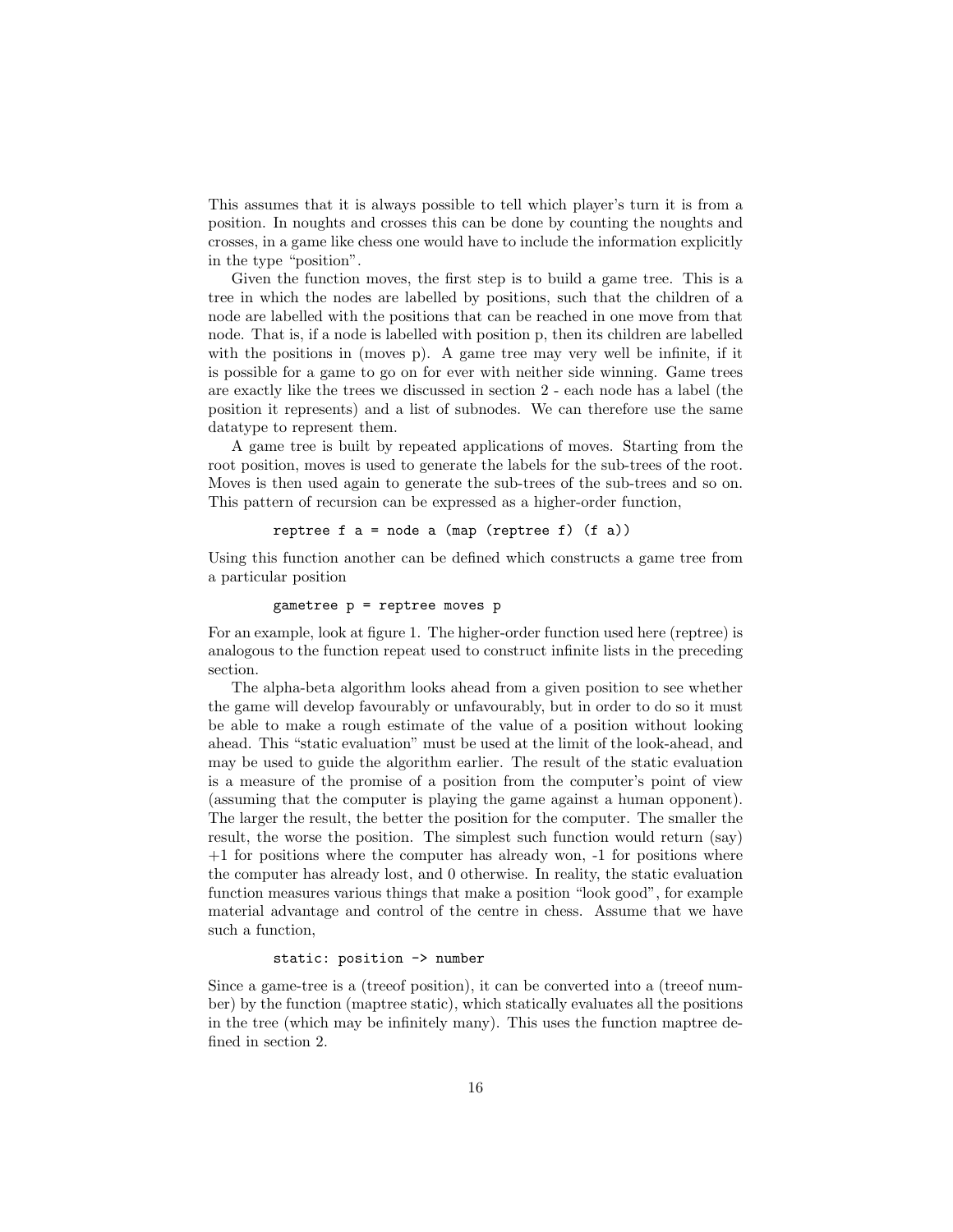This assumes that it is always possible to tell which player's turn it is from a position. In noughts and crosses this can be done by counting the noughts and crosses, in a game like chess one would have to include the information explicitly in the type "position".

Given the function moves, the first step is to build a game tree. This is a tree in which the nodes are labelled by positions, such that the children of a node are labelled with the positions that can be reached in one move from that node. That is, if a node is labelled with position p, then its children are labelled with the positions in (moves p). A game tree may very well be infinite, if it is possible for a game to go on for ever with neither side winning. Game trees are exactly like the trees we discussed in section 2 - each node has a label (the position it represents) and a list of subnodes. We can therefore use the same datatype to represent them.

A game tree is built by repeated applications of moves. Starting from the root position, moves is used to generate the labels for the sub-trees of the root. Moves is then used again to generate the sub-trees of the sub-trees and so on. This pattern of recursion can be expressed as a higher-order function,

```
reptree f a = node a (map (reptree f) (f a))
```

Using this function another can be defined which constructs a game tree from a particular position

```
gametree p = reptree moves p
```

For an example, look at figure 1. The higher-order function used here (reptree) is analogous to the function repeat used to construct infinite lists in the preceding section.

The alpha-beta algorithm looks ahead from a given position to see whether the game will develop favourably or unfavourably, but in order to do so it must be able to make a rough estimate of the value of a position without looking ahead. This "static evaluation" must be used at the limit of the look-ahead, and may be used to guide the algorithm earlier. The result of the static evaluation is a measure of the promise of a position from the computer's point of view (assuming that the computer is playing the game against a human opponent). The larger the result, the better the position for the computer. The smaller the result, the worse the position. The simplest such function would return (say) +1 for positions where the computer has already won, -1 for positions where the computer has already lost, and 0 otherwise. In reality, the static evaluation function measures various things that make a position "look good", for example material advantage and control of the centre in chess. Assume that we have such a function,

```
static: position -> number
```

Since a game-tree is a (treeof position), it can be converted into a (treeof number) by the function (maptree static), which statically evaluates all the positions in the tree (which may be infinitely many). This uses the function maptree defined in section 2.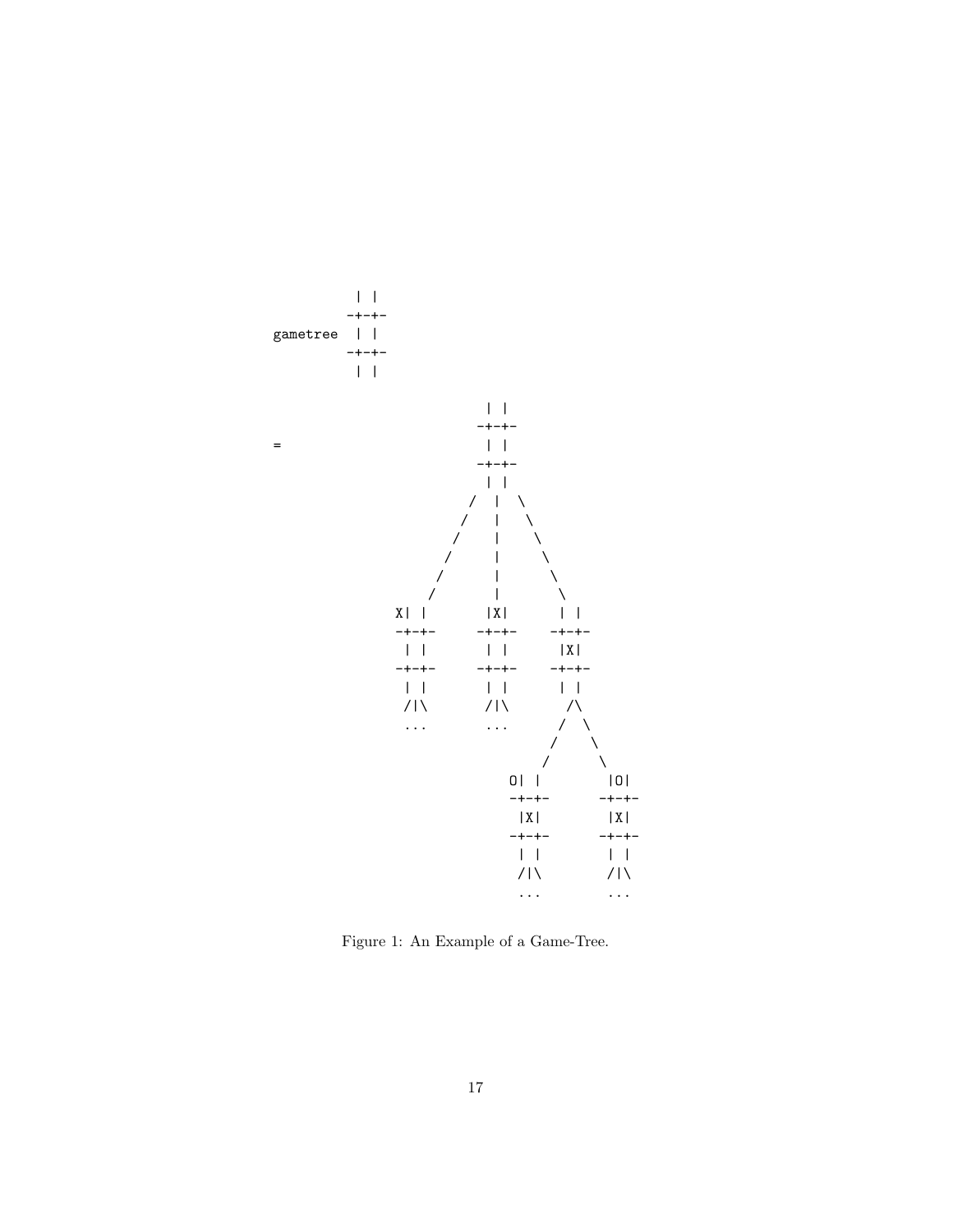```
           | |
          -+-+-
gametree   | |
          -+-+-
           | |

                            | |
                           -+-+-
=                           | |
                           -+-+-
                            | |
                          /  |  \
                         /   |   \
                        /    |    \
                       /     |     \
                      /      |      \
                     /       |       \
                 X| |       |X|       | |
                -+-+-      -+-+-     -+-+-
                 | |        | |       |X|
                -+-+-      -+-+-     -+-+-
                 | |        | |       | |
                 /|\        /|\       /\
                 ...        ...      /  \
                                    /    \
                                   /      \
                               O| |       |O|
                              -+-+-      -+-+-
                               |X|        |X|
                              -+-+-      -+-+-
                               | |        | |
                               /|\        /|\
                               ...        ...
```

Figure 1: An Example of a Game-Tree.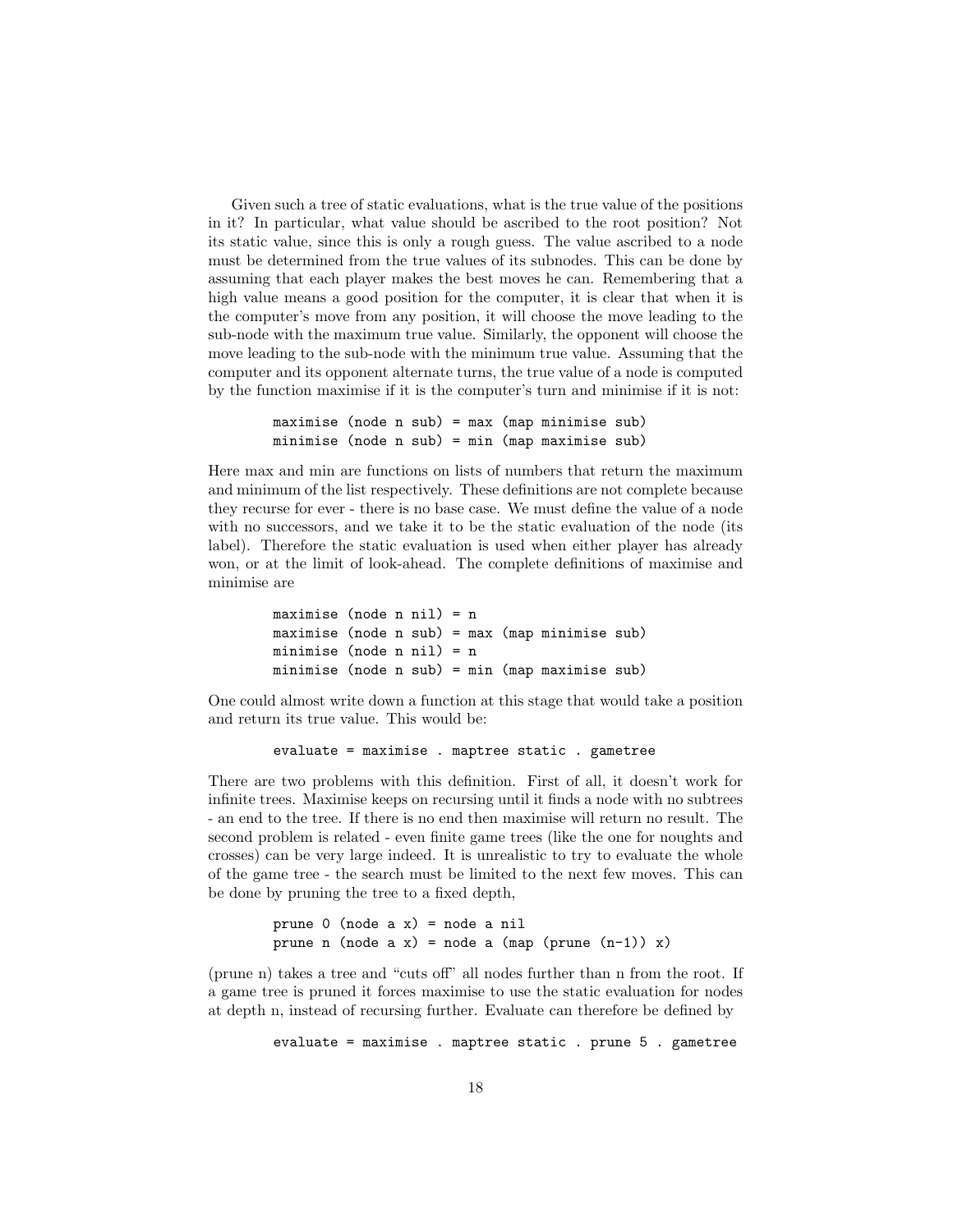Given such a tree of static evaluations, what is the true value of the positions in it? In particular, what value should be ascribed to the root position? Not its static value, since this is only a rough guess. The value ascribed to a node must be determined from the true values of its subnodes. This can be done by assuming that each player makes the best moves he can. Remembering that a high value means a good position for the computer, it is clear that when it is the computer's move from any position, it will choose the move leading to the sub-node with the maximum true value. Similarly, the opponent will choose the move leading to the sub-node with the minimum true value. Assuming that the computer and its opponent alternate turns, the true value of a node is computed by the function maximise if it is the computer's turn and minimise if it is not:

```
maximise (node n sub) = max (map minimise sub)
minimise (node n sub) = min (map maximise sub)
```

Here max and min are functions on lists of numbers that return the maximum and minimum of the list respectively. These definitions are not complete because they recurse for ever - there is no base case. We must define the value of a node with no successors, and we take it to be the static evaluation of the node (its label). Therefore the static evaluation is used when either player has already won, or at the limit of look-ahead. The complete definitions of maximise and minimise are

```
maximise (node n nil) = n
maximise (node n sub) = max (map minimise sub)
minimise (node n nil) = n
minimise (node n sub) = min (map maximise sub)
```

One could almost write down a function at this stage that would take a position and return its true value. This would be:

```
evaluate = maximise . maptree static . gametree
```

There are two problems with this definition. First of all, it doesn't work for infinite trees. Maximise keeps on recursing until it finds a node with no subtrees - an end to the tree. If there is no end then maximise will return no result. The second problem is related - even finite game trees (like the one for noughts and crosses) can be very large indeed. It is unrealistic to try to evaluate the whole of the game tree - the search must be limited to the next few moves. This can be done by pruning the tree to a fixed depth,

```
prune 0 (node a x) = node a nil
prune n (node a x) = node a (map (prune (n-1)) x)
```

(prune n) takes a tree and "cuts off" all nodes further than n from the root. If a game tree is pruned it forces maximise to use the static evaluation for nodes at depth n, instead of recursing further. Evaluate can therefore be defined by

```
evaluate = maximise . maptree static . prune 5 . gametree
```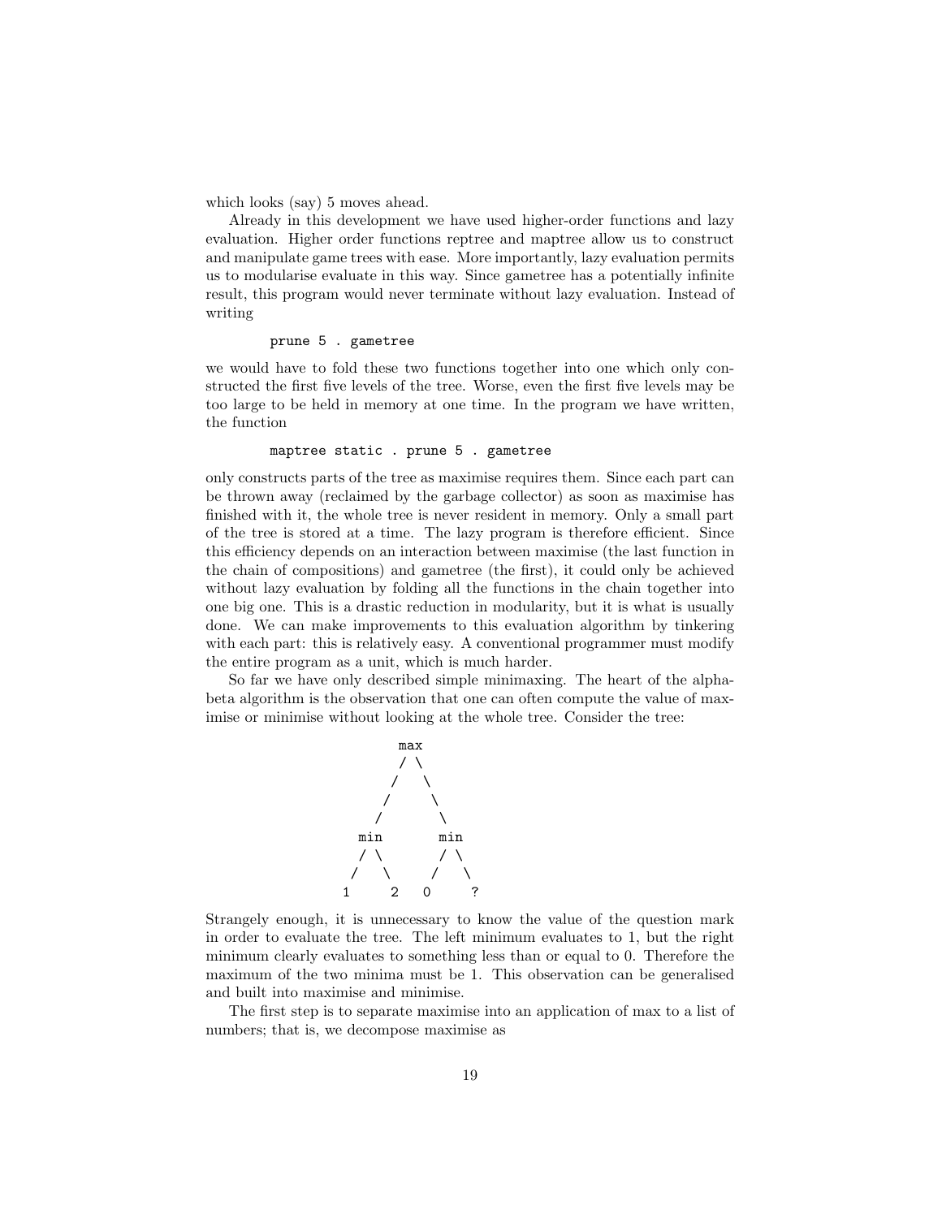which looks (say) 5 moves ahead.

Already in this development we have used higher-order functions and lazy evaluation. Higher order functions reptree and maptree allow us to construct and manipulate game trees with ease. More importantly, lazy evaluation permits us to modularise evaluate in this way. Since gametree has a potentially infinite result, this program would never terminate without lazy evaluation. Instead of writing

```
prune 5 . gametree
```

we would have to fold these two functions together into one which only constructed the first five levels of the tree. Worse, even the first five levels may be too large to be held in memory at one time. In the program we have written, the function

```
maptree static . prune 5 . gametree
```

only constructs parts of the tree as maximise requires them. Since each part can be thrown away (reclaimed by the garbage collector) as soon as maximise has finished with it, the whole tree is never resident in memory. Only a small part of the tree is stored at a time. The lazy program is therefore efficient. Since this efficiency depends on an interaction between maximise (the last function in the chain of compositions) and gametree (the first), it could only be achieved without lazy evaluation by folding all the functions in the chain together into one big one. This is a drastic reduction in modularity, but it is what is usually done. We can make improvements to this evaluation algorithm by tinkering with each part: this is relatively easy. A conventional programmer must modify the entire program as a unit, which is much harder.

So far we have only described simple minimaxing. The heart of the alphabeta algorithm is the observation that one can often compute the value of maximise or minimise without looking at the whole tree. Consider the tree:

```
          max
          / \
         /   \
        /     \
       /       \
     min       min
     / \       / \
    /   \     /   \
   1     2   0     ?
```

Strangely enough, it is unnecessary to know the value of the question mark in order to evaluate the tree. The left minimum evaluates to 1, but the right minimum clearly evaluates to something less than or equal to 0. Therefore the maximum of the two minima must be 1. This observation can be generalised and built into maximise and minimise.

The first step is to separate maximise into an application of max to a list of numbers; that is, we decompose maximise as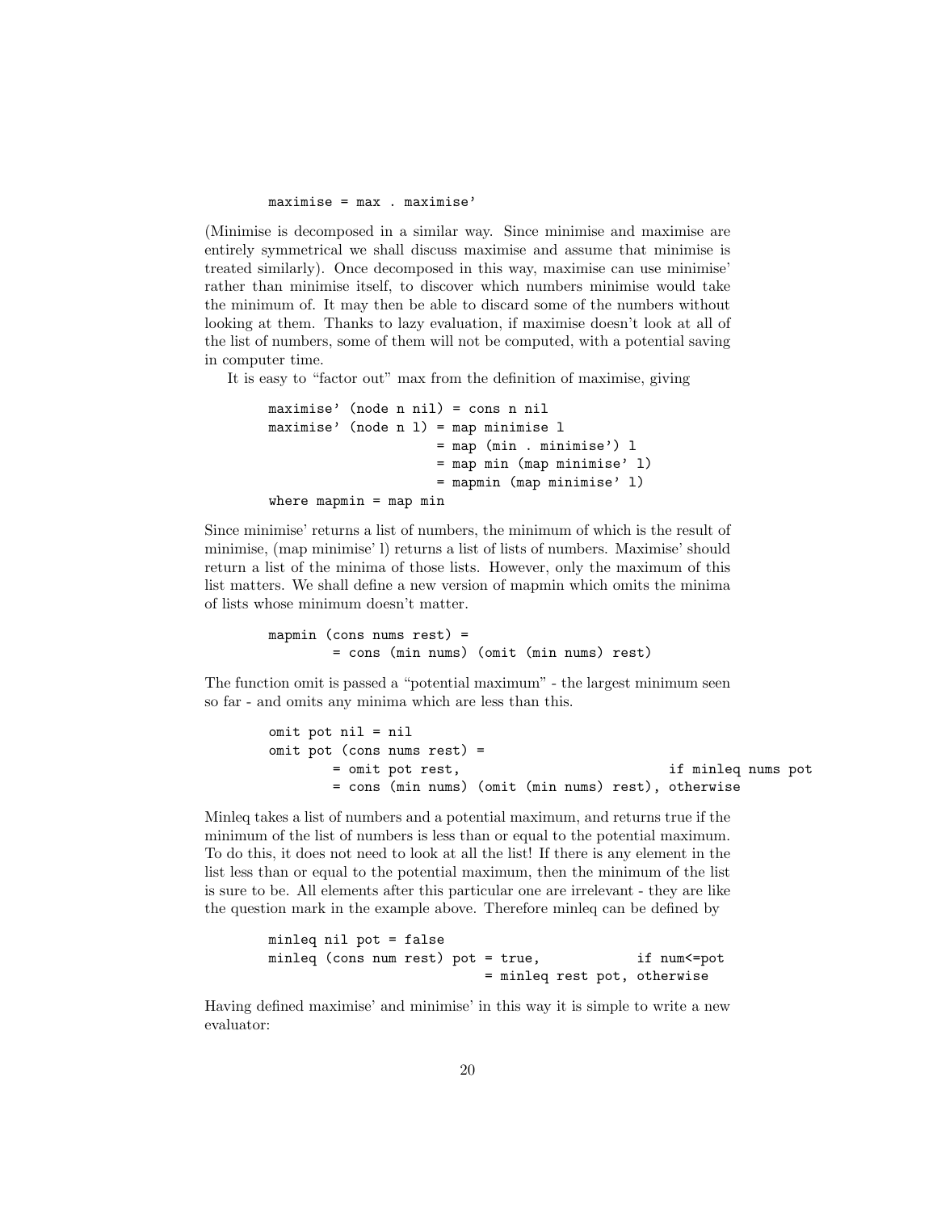```
maximise = max . maximise'
```

(Minimise is decomposed in a similar way. Since minimise and maximise are entirely symmetrical we shall discuss maximise and assume that minimise is treated similarly). Once decomposed in this way, maximise can use minimise' rather than minimise itself, to discover which numbers minimise would take the minimum of. It may then be able to discard some of the numbers without looking at them. Thanks to lazy evaluation, if maximise doesn't look at all of the list of numbers, some of them will not be computed, with a potential saving in computer time.

It is easy to "factor out" max from the definition of maximise, giving

```
maximise' (node n nil) = cons n nil
maximise' (node n l) = map minimise l
                     = map (min . minimise') l
                     = map min (map minimise' l)
                     = mapmin (map minimise' l)
where mapmin = map min
```

Since minimise' returns a list of numbers, the minimum of which is the result of minimise, (map minimise' l) returns a list of lists of numbers. Maximise' should return a list of the minima of those lists. However, only the maximum of this list matters. We shall define a new version of mapmin which omits the minima of lists whose minimum doesn't matter.

```
mapmin (cons nums rest) =
        = cons (min nums) (omit (min nums) rest)
```

The function omit is passed a "potential maximum" - the largest minimum seen so far - and omits any minima which are less than this.

```
omit pot nil = nil
omit pot (cons nums rest) =
        = omit pot rest,                           if minleq nums pot
        = cons (min nums) (omit (min nums) rest), otherwise
```

Minleq takes a list of numbers and a potential maximum, and returns true if the minimum of the list of numbers is less than or equal to the potential maximum. To do this, it does not need to look at all the list! If there is any element in the list less than or equal to the potential maximum, then the minimum of the list is sure to be. All elements after this particular one are irrelevant - they are like the question mark in the example above. Therefore minleq can be defined by

```
minleq nil pot = false
minleq (cons num rest) pot = true,            if num<=pot
                           = minleq rest pot, otherwise
```

Having defined maximise' and minimise' in this way it is simple to write a new evaluator: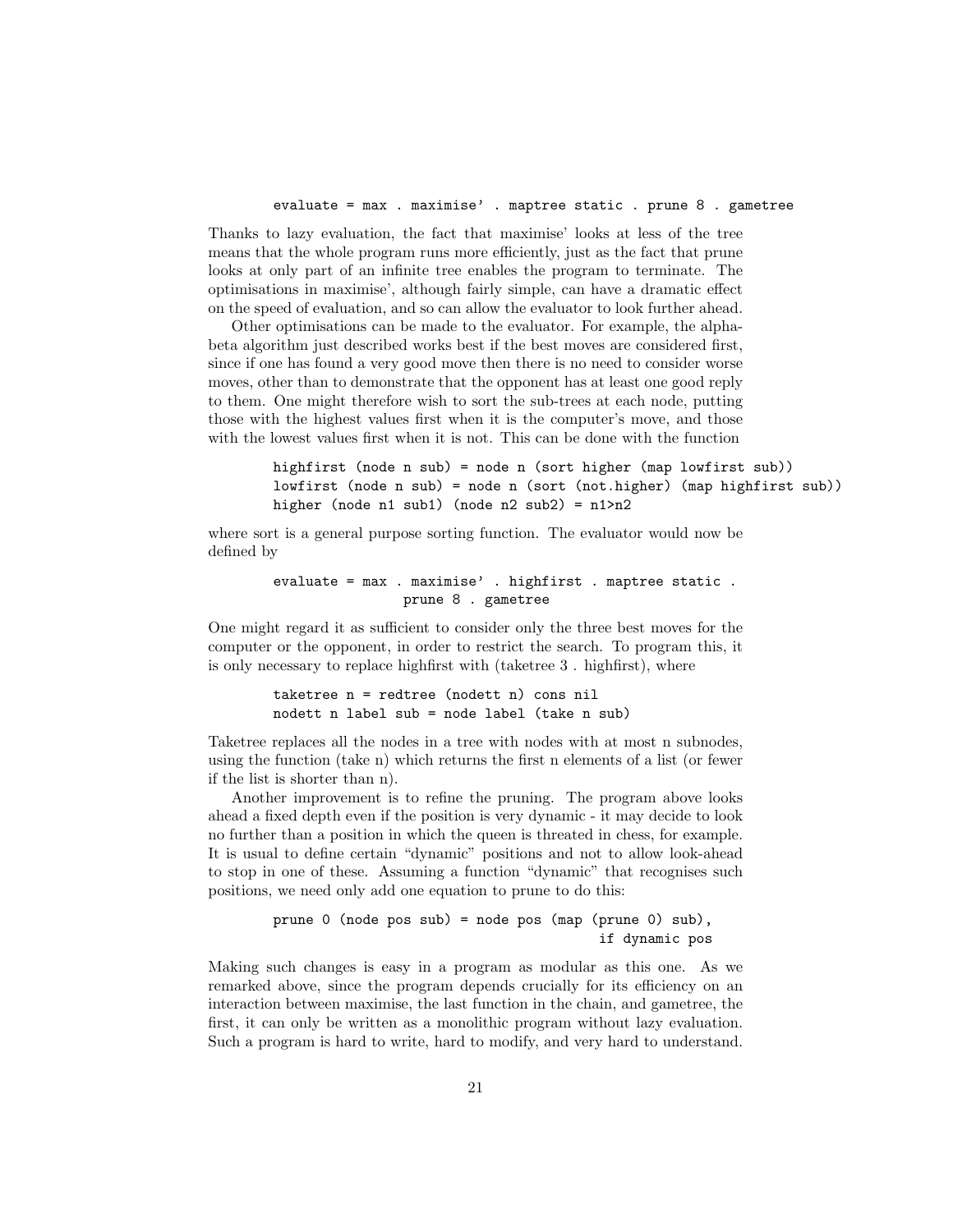```
evaluate = max . maximise' . maptree static . prune 8 . gametree
```

Thanks to lazy evaluation, the fact that maximise' looks at less of the tree means that the whole program runs more efficiently, just as the fact that prune looks at only part of an infinite tree enables the program to terminate. The optimisations in maximise', although fairly simple, can have a dramatic effect on the speed of evaluation, and so can allow the evaluator to look further ahead.

Other optimisations can be made to the evaluator. For example, the alpha-beta algorithm just described works best if the best moves are considered first, since if one has found a very good move then there is no need to consider worse moves, other than to demonstrate that the opponent has at least one good reply to them. One might therefore wish to sort the sub-trees at each node, putting those with the highest values first when it is the computer's move, and those with the lowest values first when it is not. This can be done with the function

```
highfirst (node n sub) = node n (sort higher (map lowfirst sub))
lowfirst (node n sub) = node n (sort (not.higher) (map highfirst sub))
higher (node n1 sub1) (node n2 sub2) = n1>n2
```

where sort is a general purpose sorting function. The evaluator would now be defined by

```
evaluate = max . maximise' . highfirst . maptree static .
                    prune 8 . gametree
```

One might regard it as sufficient to consider only the three best moves for the computer or the opponent, in order to restrict the search. To program this, it is only necessary to replace highfirst with (taketree 3 . highfirst), where

```
taketree n = redtree (nodett n) cons nil
nodett n label sub = node label (take n sub)
```

Taketree replaces all the nodes in a tree with nodes with at most n subnodes, using the function (take n) which returns the first n elements of a list (or fewer if the list is shorter than n).

Another improvement is to refine the pruning. The program above looks ahead a fixed depth even if the position is very dynamic - it may decide to look no further than a position in which the queen is threated in chess, for example. It is usual to define certain "dynamic" positions and not to allow look-ahead to stop in one of these. Assuming a function "dynamic" that recognises such positions, we need only add one equation to prune to do this:

```
prune 0 (node pos sub) = node pos (map (prune 0) sub),
                                             if dynamic pos
```

Making such changes is easy in a program as modular as this one. As we remarked above, since the program depends crucially for its efficiency on an interaction between maximise, the last function in the chain, and gametree, the first, it can only be written as a monolithic program without lazy evaluation. Such a program is hard to write, hard to modify, and very hard to understand.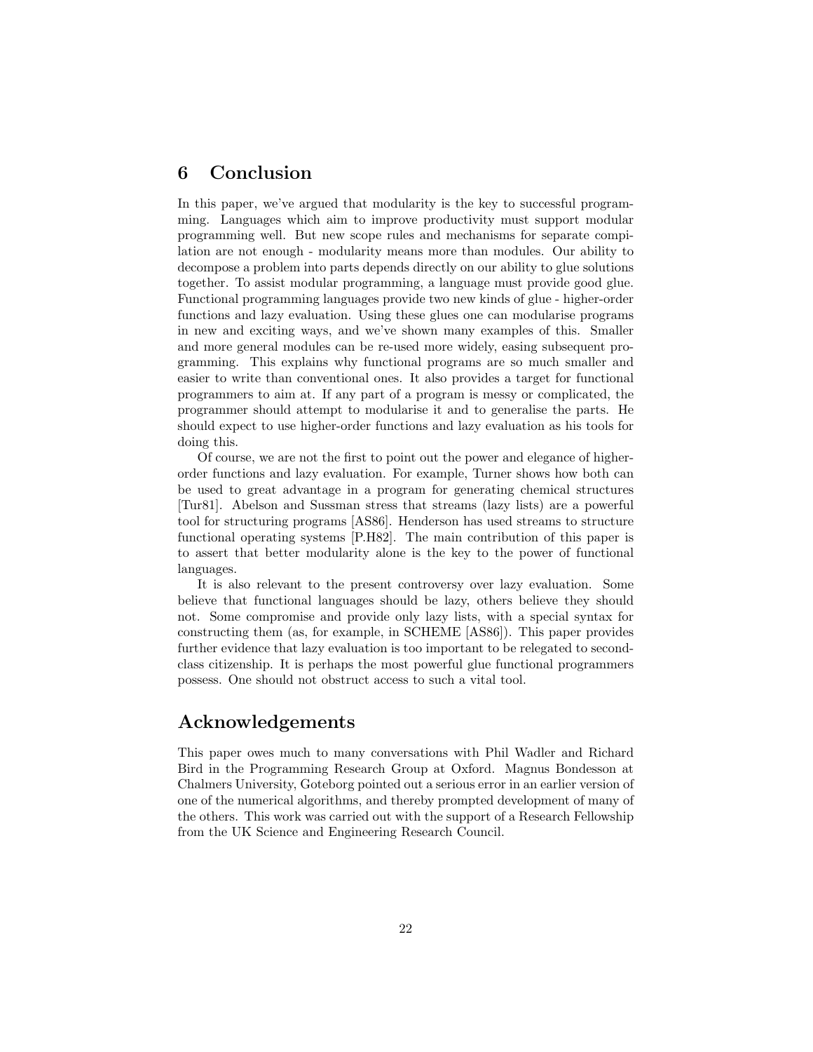## 6 Conclusion

In this paper, we've argued that modularity is the key to successful programming. Languages which aim to improve productivity must support modular programming well. But new scope rules and mechanisms for separate compilation are not enough - modularity means more than modules. Our ability to decompose a problem into parts depends directly on our ability to glue solutions together. To assist modular programming, a language must provide good glue. Functional programming languages provide two new kinds of glue - higher-order functions and lazy evaluation. Using these glues one can modularise programs in new and exciting ways, and we've shown many examples of this. Smaller and more general modules can be re-used more widely, easing subsequent programming. This explains why functional programs are so much smaller and easier to write than conventional ones. It also provides a target for functional programmers to aim at. If any part of a program is messy or complicated, the programmer should attempt to modularise it and to generalise the parts. He should expect to use higher-order functions and lazy evaluation as his tools for doing this.

Of course, we are not the first to point out the power and elegance of higher-order functions and lazy evaluation. For example, Turner shows how both can be used to great advantage in a program for generating chemical structures [Tur81]. Abelson and Sussman stress that streams (lazy lists) are a powerful tool for structuring programs [AS86]. Henderson has used streams to structure functional operating systems [P.H82]. The main contribution of this paper is to assert that better modularity alone is the key to the power of functional languages.

It is also relevant to the present controversy over lazy evaluation. Some believe that functional languages should be lazy, others believe they should not. Some compromise and provide only lazy lists, with a special syntax for constructing them (as, for example, in SCHEME [AS86]). This paper provides further evidence that lazy evaluation is too important to be relegated to second-class citizenship. It is perhaps the most powerful glue functional programmers possess. One should not obstruct access to such a vital tool.

## Acknowledgements

This paper owes much to many conversations with Phil Wadler and Richard Bird in the Programming Research Group at Oxford. Magnus Bondesson at Chalmers University, Goteborg pointed out a serious error in an earlier version of one of the numerical algorithms, and thereby prompted development of many of the others. This work was carried out with the support of a Research Fellowship from the UK Science and Engineering Research Council.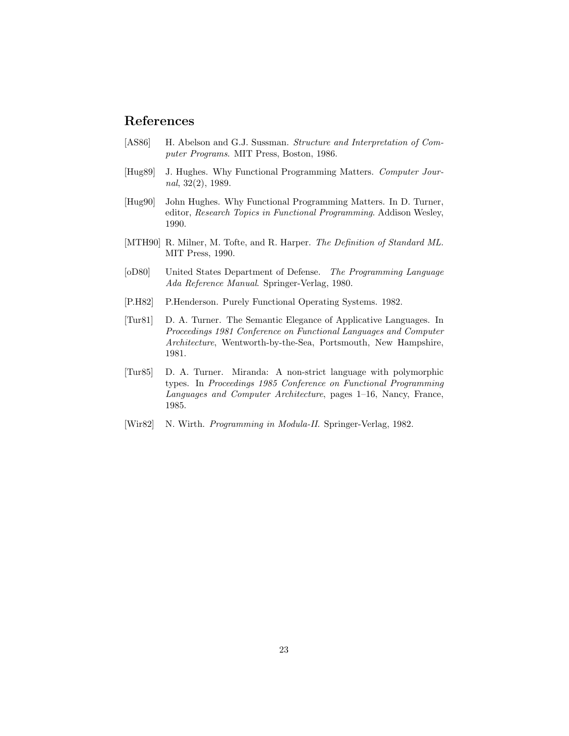## References

[AS86] H. Abelson and G.J. Sussman. *Structure and Interpretation of Computer Programs*. MIT Press, Boston, 1986.

[Hug89] J. Hughes. Why Functional Programming Matters. *Computer Journal*, 32(2), 1989.

[Hug90] John Hughes. Why Functional Programming Matters. In D. Turner, editor, *Research Topics in Functional Programming*. Addison Wesley, 1990.

[MTH90] R. Milner, M. Tofte, and R. Harper. *The Definition of Standard ML*. MIT Press, 1990.

[oD80] United States Department of Defense. *The Programming Language Ada Reference Manual*. Springer-Verlag, 1980.

[P.H82] P.Henderson. Purely Functional Operating Systems. 1982.

[Tur81] D. A. Turner. The Semantic Elegance of Applicative Languages. In *Proceedings 1981 Conference on Functional Languages and Computer Architecture*, Wentworth-by-the-Sea, Portsmouth, New Hampshire, 1981.

[Tur85] D. A. Turner. Miranda: A non-strict language with polymorphic types. In *Proceedings 1985 Conference on Functional Programming Languages and Computer Architecture*, pages 1–16, Nancy, France, 1985.

[Wir82] N. Wirth. *Programming in Modula-II*. Springer-Verlag, 1982.